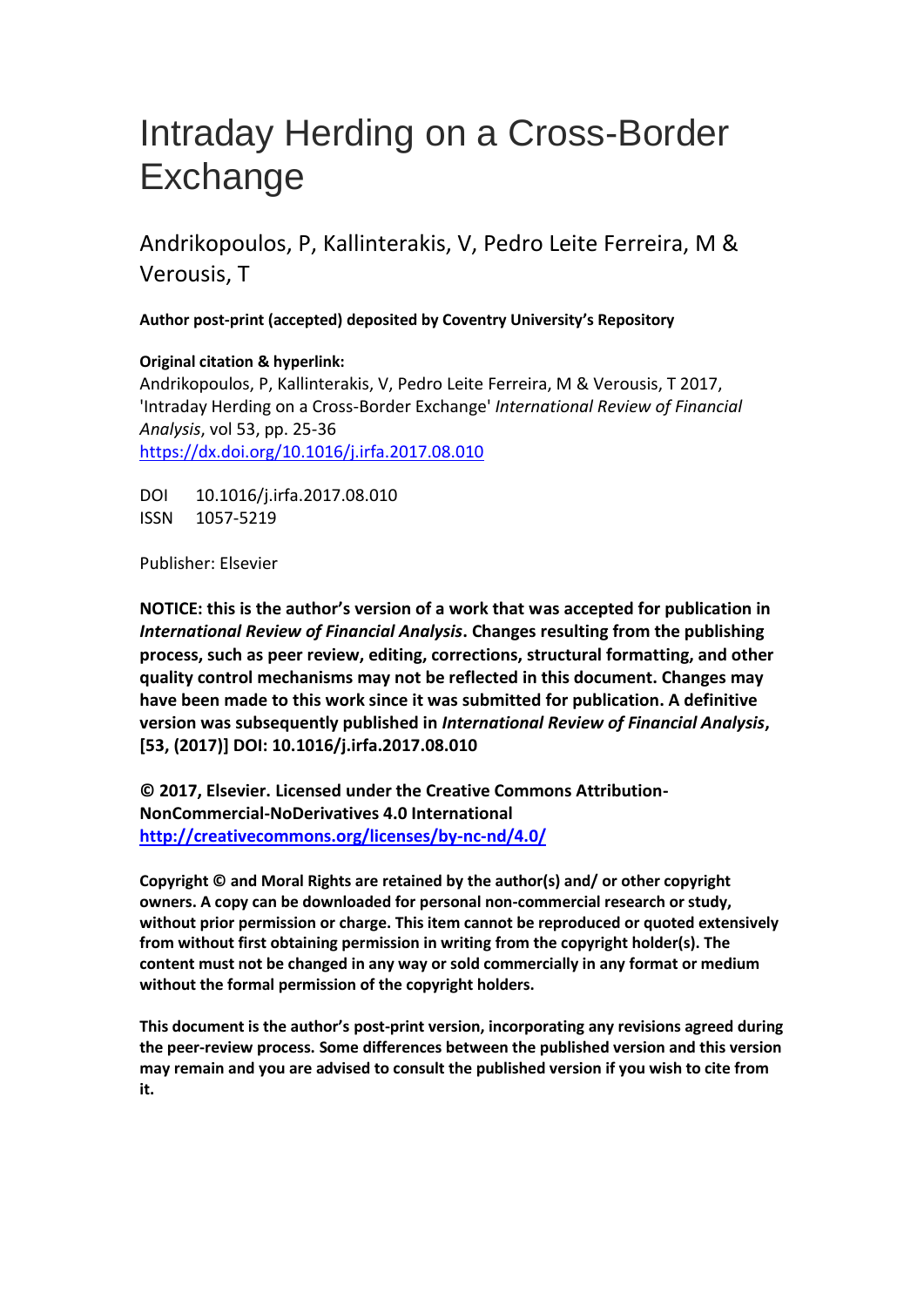# Intraday Herding on a Cross-Border Exchange

Andrikopoulos, P, Kallinterakis, V, Pedro Leite Ferreira, M & Verousis, T

**Author post-print (accepted) deposited by Coventry University's Repository**

**Original citation & hyperlink:**

Andrikopoulos, P, Kallinterakis, V, Pedro Leite Ferreira, M & Verousis, T 2017, 'Intraday Herding on a Cross-Border Exchange' *International Review of Financial Analysis*, vol 53, pp. 25-36

https://dx.doi.org/10.1016/j.irfa.2017.08.010

DOI 10.1016/j.irfa.2017.08.010

ISSN 1057-5219

Publisher: Elsevier

**NOTICE: this is the author's version of a work that was accepted for publication in *International Review of Financial Analysis*. Changes resulting from the publishing process, such as peer review, editing, corrections, structural formatting, and other quality control mechanisms may not be reflected in this document. Changes may have been made to this work since it was submitted for publication. A definitive version was subsequently published in *International Review of Financial Analysis*, [53, (2017)] DOI: 10.1016/j.irfa.2017.08.010**

**© 2017, Elsevier. Licensed under the Creative Commons Attribution-NonCommercial-NoDerivatives 4.0 International**
**http://creativecommons.org/licenses/by-nc-nd/4.0/**

**Copyright © and Moral Rights are retained by the author(s) and/ or other copyright owners. A copy can be downloaded for personal non-commercial research or study, without prior permission or charge. This item cannot be reproduced or quoted extensively from without first obtaining permission in writing from the copyright holder(s). The content must not be changed in any way or sold commercially in any format or medium without the formal permission of the copyright holders.**

**This document is the author's post-print version, incorporating any revisions agreed during the peer-review process. Some differences between the published version and this version may remain and you are advised to consult the published version if you wish to cite from it.**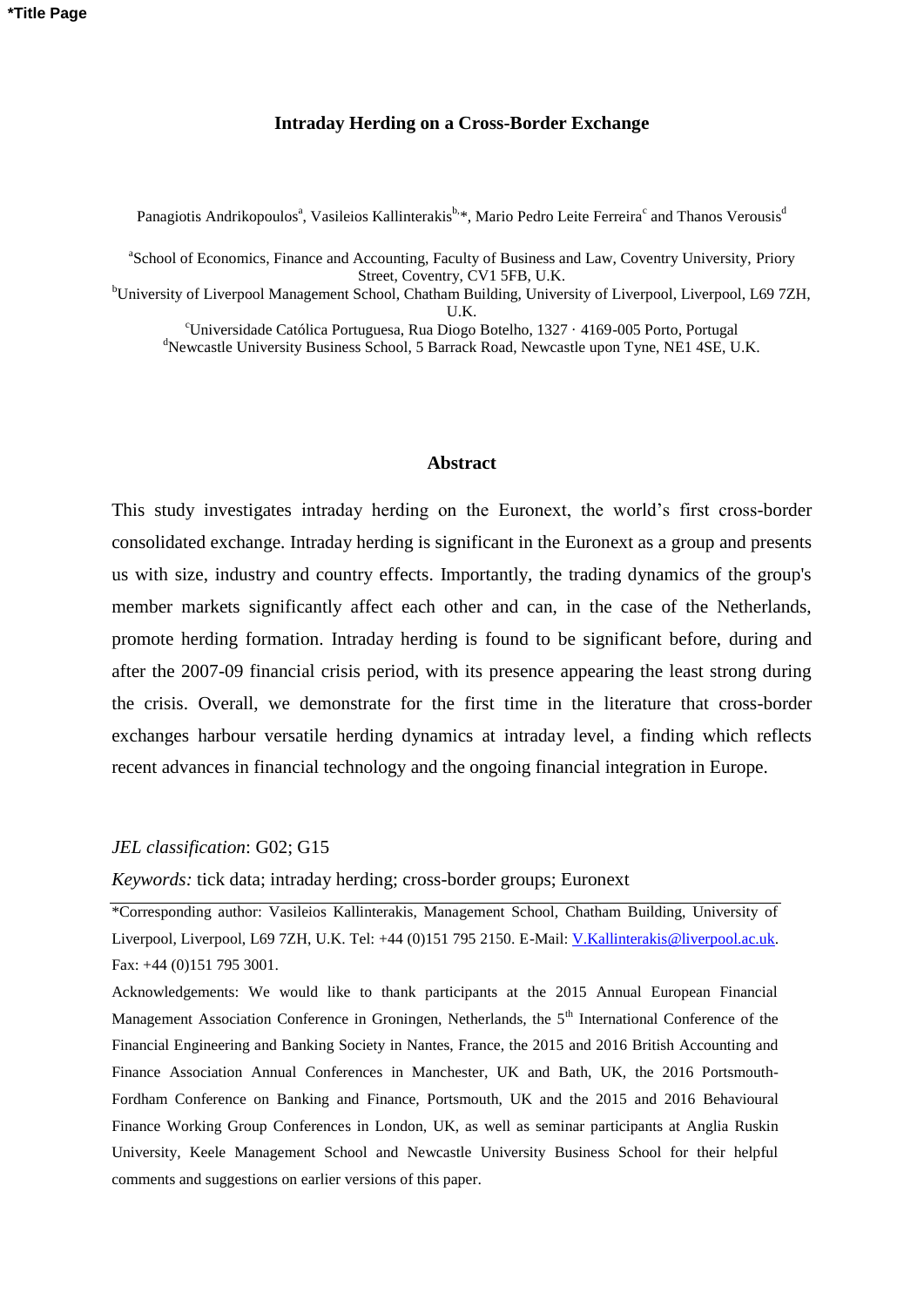**Intraday Herding on a Cross-Border Exchange**

Panagiotis Andrikopoulos[a], Vasileios Kallinterakis[b,*], Mario Pedro Leite Ferreira[c] and Thanos Verousis[d]

[a]School of Economics, Finance and Accounting, Faculty of Business and Law, Coventry University, Priory Street, Coventry, CV1 5FB, U.K.
[b]University of Liverpool Management School, Chatham Building, University of Liverpool, Liverpool, L69 7ZH, U.K.
[c]Universidade Católica Portuguesa, Rua Diogo Botelho, 1327 · 4169-005 Porto, Portugal
[d]Newcastle University Business School, 5 Barrack Road, Newcastle upon Tyne, NE1 4SE, U.K.

## Abstract

This study investigates intraday herding on the Euronext, the world's first cross-border consolidated exchange. Intraday herding is significant in the Euronext as a group and presents us with size, industry and country effects. Importantly, the trading dynamics of the group's member markets significantly affect each other and can, in the case of the Netherlands, promote herding formation. Intraday herding is found to be significant before, during and after the 2007-09 financial crisis period, with its presence appearing the least strong during the crisis. Overall, we demonstrate for the first time in the literature that cross-border exchanges harbour versatile herding dynamics at intraday level, a finding which reflects recent advances in financial technology and the ongoing financial integration in Europe.

*JEL classification*: G02; G15

*Keywords:* tick data; intraday herding; cross-border groups; Euronext

---

*Corresponding author: Vasileios Kallinterakis, Management School, Chatham Building, University of Liverpool, Liverpool, L69 7ZH, U.K. Tel: +44 (0)151 795 2150. E-Mail: V.Kallinterakis@liverpool.ac.uk. Fax: +44 (0)151 795 3001.

Acknowledgements: We would like to thank participants at the 2015 Annual European Financial Management Association Conference in Groningen, Netherlands, the 5th International Conference of the Financial Engineering and Banking Society in Nantes, France, the 2015 and 2016 British Accounting and Finance Association Annual Conferences in Manchester, UK and Bath, UK, the 2016 Portsmouth-Fordham Conference on Banking and Finance, Portsmouth, UK and the 2015 and 2016 Behavioural Finance Working Group Conferences in London, UK, as well as seminar participants at Anglia Ruskin University, Keele Management School and Newcastle University Business School for their helpful comments and suggestions on earlier versions of this paper.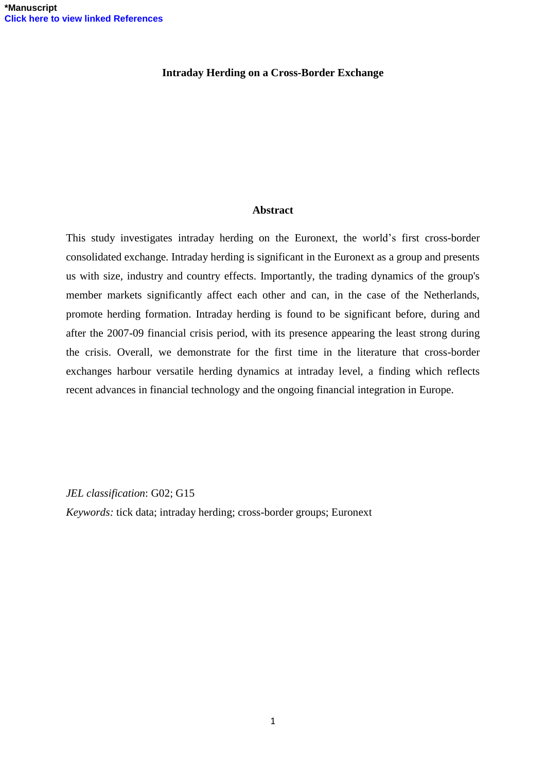**Intraday Herding on a Cross-Border Exchange**

**Abstract**

This study investigates intraday herding on the Euronext, the world's first cross-border consolidated exchange. Intraday herding is significant in the Euronext as a group and presents us with size, industry and country effects. Importantly, the trading dynamics of the group's member markets significantly affect each other and can, in the case of the Netherlands, promote herding formation. Intraday herding is found to be significant before, during and after the 2007-09 financial crisis period, with its presence appearing the least strong during the crisis. Overall, we demonstrate for the first time in the literature that cross-border exchanges harbour versatile herding dynamics at intraday level, a finding which reflects recent advances in financial technology and the ongoing financial integration in Europe.

*JEL classification*: G02; G15

*Keywords:* tick data; intraday herding; cross-border groups; Euronext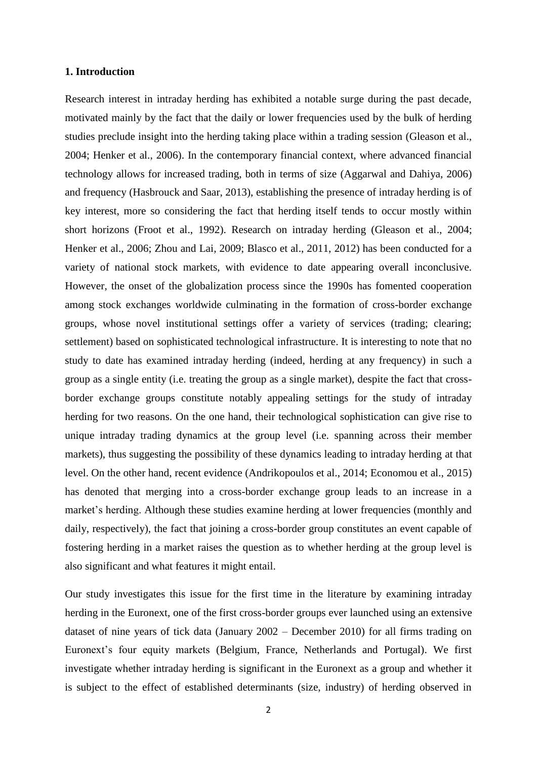## 1. Introduction

Research interest in intraday herding has exhibited a notable surge during the past decade, motivated mainly by the fact that the daily or lower frequencies used by the bulk of herding studies preclude insight into the herding taking place within a trading session (Gleason et al., 2004; Henker et al., 2006). In the contemporary financial context, where advanced financial technology allows for increased trading, both in terms of size (Aggarwal and Dahiya, 2006) and frequency (Hasbrouck and Saar, 2013), establishing the presence of intraday herding is of key interest, more so considering the fact that herding itself tends to occur mostly within short horizons (Froot et al., 1992). Research on intraday herding (Gleason et al., 2004; Henker et al., 2006; Zhou and Lai, 2009; Blasco et al., 2011, 2012) has been conducted for a variety of national stock markets, with evidence to date appearing overall inconclusive. However, the onset of the globalization process since the 1990s has fomented cooperation among stock exchanges worldwide culminating in the formation of cross-border exchange groups, whose novel institutional settings offer a variety of services (trading; clearing; settlement) based on sophisticated technological infrastructure. It is interesting to note that no study to date has examined intraday herding (indeed, herding at any frequency) in such a group as a single entity (i.e. treating the group as a single market), despite the fact that cross-border exchange groups constitute notably appealing settings for the study of intraday herding for two reasons. On the one hand, their technological sophistication can give rise to unique intraday trading dynamics at the group level (i.e. spanning across their member markets), thus suggesting the possibility of these dynamics leading to intraday herding at that level. On the other hand, recent evidence (Andrikopoulos et al., 2014; Economou et al., 2015) has denoted that merging into a cross-border exchange group leads to an increase in a market's herding. Although these studies examine herding at lower frequencies (monthly and daily, respectively), the fact that joining a cross-border group constitutes an event capable of fostering herding in a market raises the question as to whether herding at the group level is also significant and what features it might entail.

Our study investigates this issue for the first time in the literature by examining intraday herding in the Euronext, one of the first cross-border groups ever launched using an extensive dataset of nine years of tick data (January 2002 – December 2010) for all firms trading on Euronext's four equity markets (Belgium, France, Netherlands and Portugal). We first investigate whether intraday herding is significant in the Euronext as a group and whether it is subject to the effect of established determinants (size, industry) of herding observed in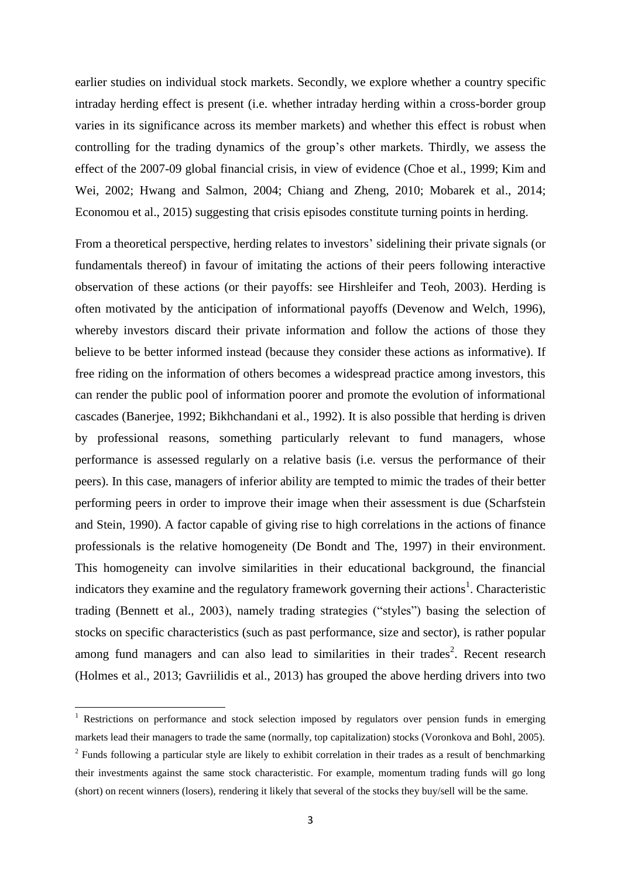earlier studies on individual stock markets. Secondly, we explore whether a country specific intraday herding effect is present (i.e. whether intraday herding within a cross-border group varies in its significance across its member markets) and whether this effect is robust when controlling for the trading dynamics of the group's other markets. Thirdly, we assess the effect of the 2007-09 global financial crisis, in view of evidence (Choe et al., 1999; Kim and Wei, 2002; Hwang and Salmon, 2004; Chiang and Zheng, 2010; Mobarek et al., 2014; Economou et al., 2015) suggesting that crisis episodes constitute turning points in herding.

From a theoretical perspective, herding relates to investors' sidelining their private signals (or fundamentals thereof) in favour of imitating the actions of their peers following interactive observation of these actions (or their payoffs: see Hirshleifer and Teoh, 2003). Herding is often motivated by the anticipation of informational payoffs (Devenow and Welch, 1996), whereby investors discard their private information and follow the actions of those they believe to be better informed instead (because they consider these actions as informative). If free riding on the information of others becomes a widespread practice among investors, this can render the public pool of information poorer and promote the evolution of informational cascades (Banerjee, 1992; Bikhchandani et al., 1992). It is also possible that herding is driven by professional reasons, something particularly relevant to fund managers, whose performance is assessed regularly on a relative basis (i.e. versus the performance of their peers). In this case, managers of inferior ability are tempted to mimic the trades of their better performing peers in order to improve their image when their assessment is due (Scharfstein and Stein, 1990). A factor capable of giving rise to high correlations in the actions of finance professionals is the relative homogeneity (De Bondt and The, 1997) in their environment. This homogeneity can involve similarities in their educational background, the financial indicators they examine and the regulatory framework governing their actions[1]. Characteristic trading (Bennett et al., 2003), namely trading strategies ("styles") basing the selection of stocks on specific characteristics (such as past performance, size and sector), is rather popular among fund managers and can also lead to similarities in their trades[2]. Recent research (Holmes et al., 2013; Gavriilidis et al., 2013) has grouped the above herding drivers into two

---

[1] Restrictions on performance and stock selection imposed by regulators over pension funds in emerging markets lead their managers to trade the same (normally, top capitalization) stocks (Voronkova and Bohl, 2005).

[2] Funds following a particular style are likely to exhibit correlation in their trades as a result of benchmarking their investments against the same stock characteristic. For example, momentum trading funds will go long (short) on recent winners (losers), rendering it likely that several of the stocks they buy/sell will be the same.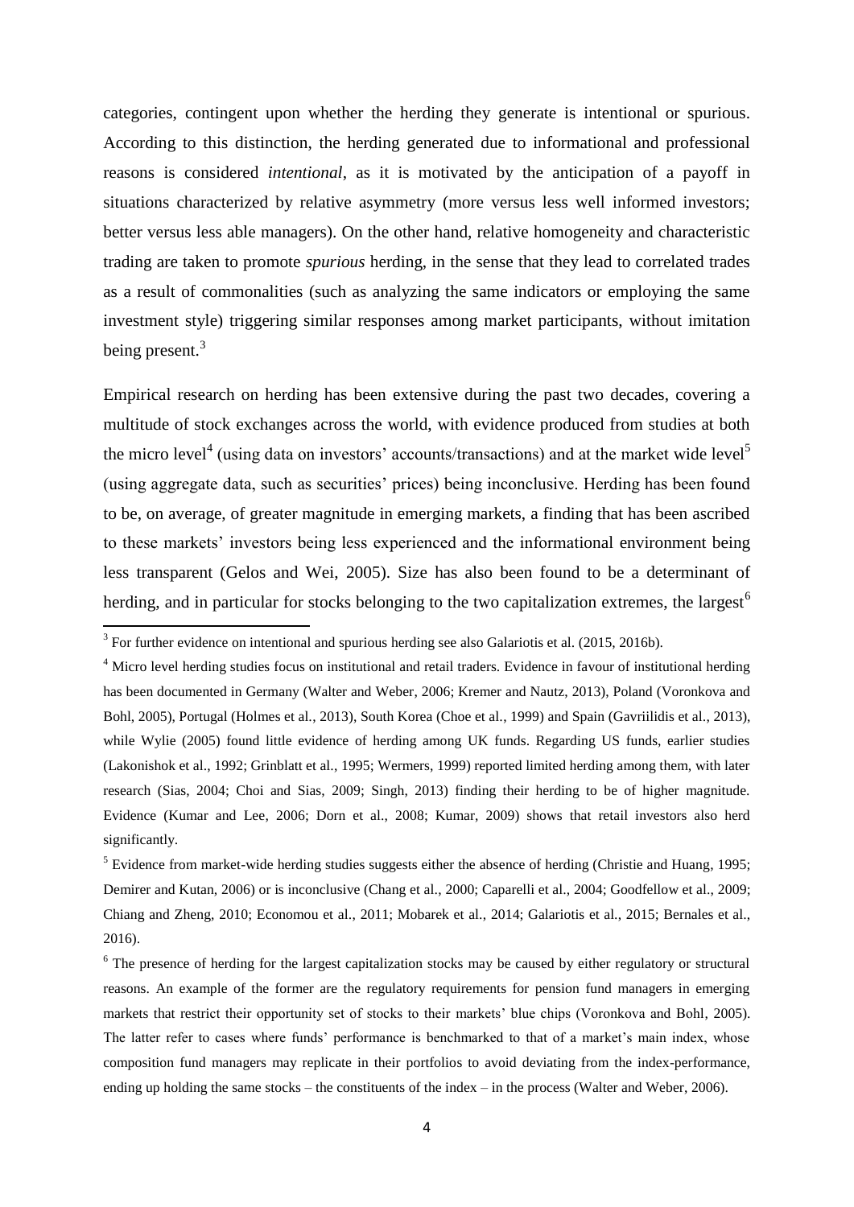categories, contingent upon whether the herding they generate is intentional or spurious. According to this distinction, the herding generated due to informational and professional reasons is considered *intentional*, as it is motivated by the anticipation of a payoff in situations characterized by relative asymmetry (more versus less well informed investors; better versus less able managers). On the other hand, relative homogeneity and characteristic trading are taken to promote *spurious* herding, in the sense that they lead to correlated trades as a result of commonalities (such as analyzing the same indicators or employing the same investment style) triggering similar responses among market participants, without imitation being present.[3]

Empirical research on herding has been extensive during the past two decades, covering a multitude of stock exchanges across the world, with evidence produced from studies at both the micro level[4] (using data on investors' accounts/transactions) and at the market wide level[5] (using aggregate data, such as securities' prices) being inconclusive. Herding has been found to be, on average, of greater magnitude in emerging markets, a finding that has been ascribed to these markets' investors being less experienced and the informational environment being less transparent (Gelos and Wei, 2005). Size has also been found to be a determinant of herding, and in particular for stocks belonging to the two capitalization extremes, the largest[6]

---

[3] For further evidence on intentional and spurious herding see also Galariotis et al. (2015, 2016b).

[4] Micro level herding studies focus on institutional and retail traders. Evidence in favour of institutional herding has been documented in Germany (Walter and Weber, 2006; Kremer and Nautz, 2013), Poland (Voronkova and Bohl, 2005), Portugal (Holmes et al., 2013), South Korea (Choe et al., 1999) and Spain (Gavriilidis et al., 2013), while Wylie (2005) found little evidence of herding among UK funds. Regarding US funds, earlier studies (Lakonishok et al., 1992; Grinblatt et al., 1995; Wermers, 1999) reported limited herding among them, with later research (Sias, 2004; Choi and Sias, 2009; Singh, 2013) finding their herding to be of higher magnitude. Evidence (Kumar and Lee, 2006; Dorn et al., 2008; Kumar, 2009) shows that retail investors also herd significantly.

[5] Evidence from market-wide herding studies suggests either the absence of herding (Christie and Huang, 1995; Demirer and Kutan, 2006) or is inconclusive (Chang et al., 2000; Caparelli et al., 2004; Goodfellow et al., 2009; Chiang and Zheng, 2010; Economou et al., 2011; Mobarek et al., 2014; Galariotis et al., 2015; Bernales et al., 2016).

[6] The presence of herding for the largest capitalization stocks may be caused by either regulatory or structural reasons. An example of the former are the regulatory requirements for pension fund managers in emerging markets that restrict their opportunity set of stocks to their markets' blue chips (Voronkova and Bohl, 2005). The latter refer to cases where funds' performance is benchmarked to that of a market's main index, whose composition fund managers may replicate in their portfolios to avoid deviating from the index-performance, ending up holding the same stocks – the constituents of the index – in the process (Walter and Weber, 2006).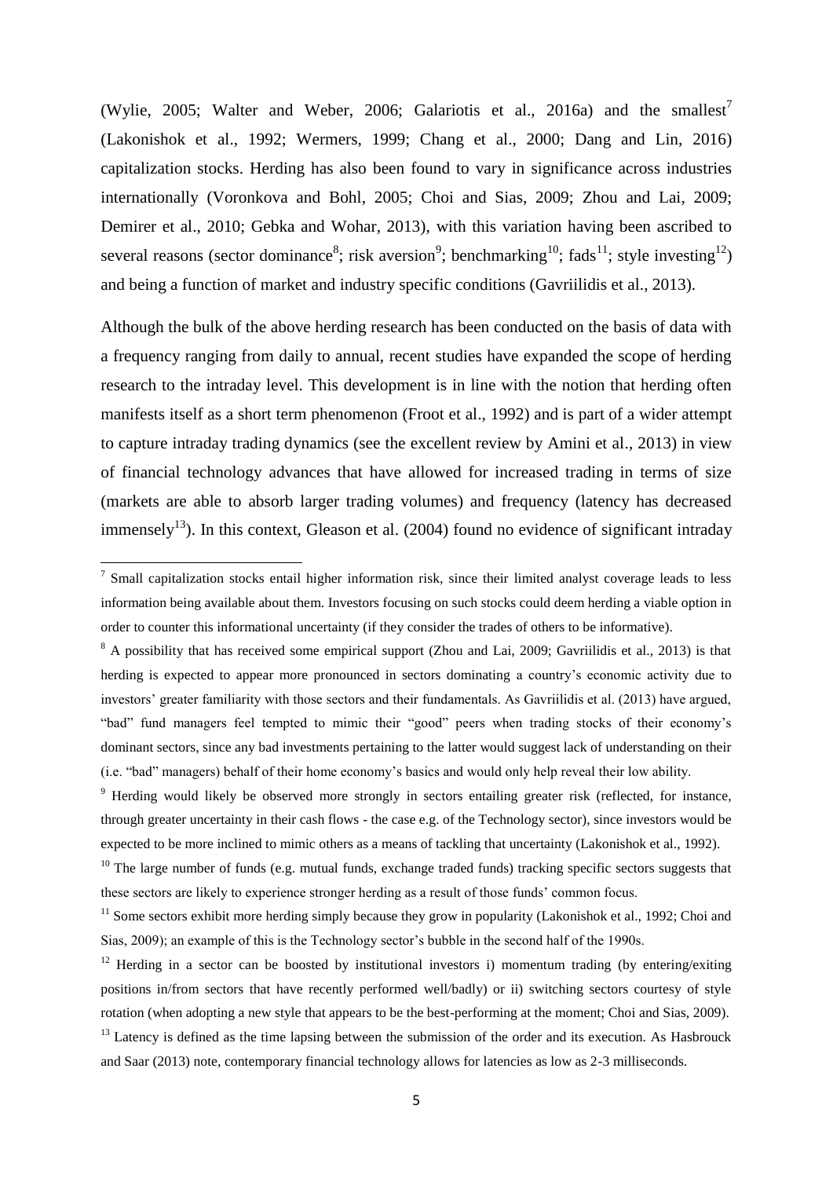(Wylie, 2005; Walter and Weber, 2006; Galariotis et al., 2016a) and the smallest[7] (Lakonishok et al., 1992; Wermers, 1999; Chang et al., 2000; Dang and Lin, 2016) capitalization stocks. Herding has also been found to vary in significance across industries internationally (Voronkova and Bohl, 2005; Choi and Sias, 2009; Zhou and Lai, 2009; Demirer et al., 2010; Gebka and Wohar, 2013), with this variation having been ascribed to several reasons (sector dominance[8]; risk aversion[9]; benchmarking[10]; fads[11]; style investing[12]) and being a function of market and industry specific conditions (Gavriilidis et al., 2013).

Although the bulk of the above herding research has been conducted on the basis of data with a frequency ranging from daily to annual, recent studies have expanded the scope of herding research to the intraday level. This development is in line with the notion that herding often manifests itself as a short term phenomenon (Froot et al., 1992) and is part of a wider attempt to capture intraday trading dynamics (see the excellent review by Amini et al., 2013) in view of financial technology advances that have allowed for increased trading in terms of size (markets are able to absorb larger trading volumes) and frequency (latency has decreased immensely[13]). In this context, Gleason et al. (2004) found no evidence of significant intraday

---

[7] Small capitalization stocks entail higher information risk, since their limited analyst coverage leads to less information being available about them. Investors focusing on such stocks could deem herding a viable option in order to counter this informational uncertainty (if they consider the trades of others to be informative).

[8] A possibility that has received some empirical support (Zhou and Lai, 2009; Gavriilidis et al., 2013) is that herding is expected to appear more pronounced in sectors dominating a country's economic activity due to investors' greater familiarity with those sectors and their fundamentals. As Gavriilidis et al. (2013) have argued, "bad" fund managers feel tempted to mimic their "good" peers when trading stocks of their economy's dominant sectors, since any bad investments pertaining to the latter would suggest lack of understanding on their (i.e. "bad" managers) behalf of their home economy's basics and would only help reveal their low ability.

[9] Herding would likely be observed more strongly in sectors entailing greater risk (reflected, for instance, through greater uncertainty in their cash flows - the case e.g. of the Technology sector), since investors would be expected to be more inclined to mimic others as a means of tackling that uncertainty (Lakonishok et al., 1992).

[10] The large number of funds (e.g. mutual funds, exchange traded funds) tracking specific sectors suggests that these sectors are likely to experience stronger herding as a result of those funds' common focus.

[11] Some sectors exhibit more herding simply because they grow in popularity (Lakonishok et al., 1992; Choi and Sias, 2009); an example of this is the Technology sector's bubble in the second half of the 1990s.

[12] Herding in a sector can be boosted by institutional investors i) momentum trading (by entering/exiting positions in/from sectors that have recently performed well/badly) or ii) switching sectors courtesy of style rotation (when adopting a new style that appears to be the best-performing at the moment; Choi and Sias, 2009).

[13] Latency is defined as the time lapsing between the submission of the order and its execution. As Hasbrouck and Saar (2013) note, contemporary financial technology allows for latencies as low as 2-3 milliseconds.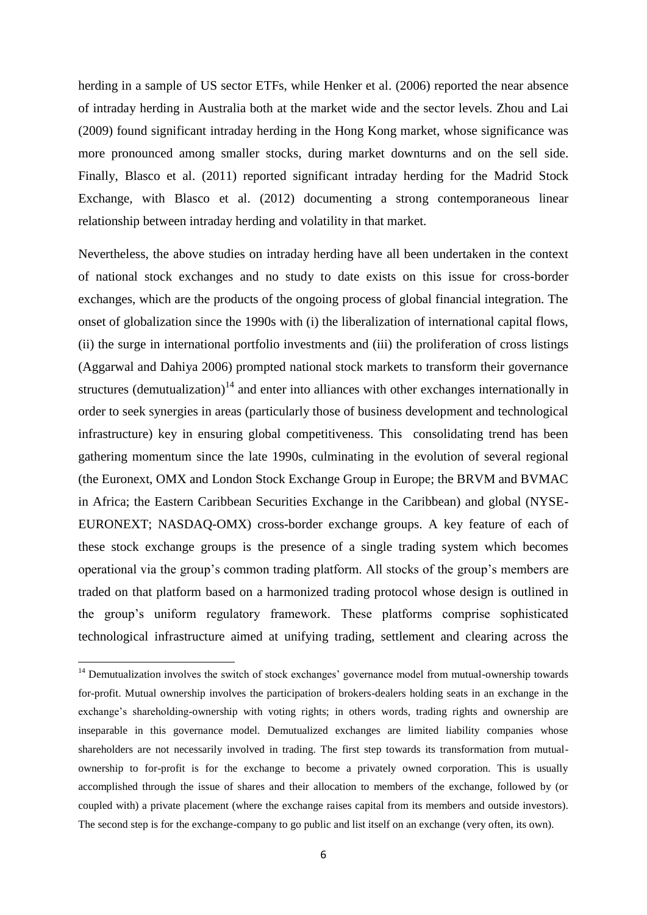herding in a sample of US sector ETFs, while Henker et al. (2006) reported the near absence of intraday herding in Australia both at the market wide and the sector levels. Zhou and Lai (2009) found significant intraday herding in the Hong Kong market, whose significance was more pronounced among smaller stocks, during market downturns and on the sell side. Finally, Blasco et al. (2011) reported significant intraday herding for the Madrid Stock Exchange, with Blasco et al. (2012) documenting a strong contemporaneous linear relationship between intraday herding and volatility in that market.

Nevertheless, the above studies on intraday herding have all been undertaken in the context of national stock exchanges and no study to date exists on this issue for cross-border exchanges, which are the products of the ongoing process of global financial integration. The onset of globalization since the 1990s with (i) the liberalization of international capital flows, (ii) the surge in international portfolio investments and (iii) the proliferation of cross listings (Aggarwal and Dahiya 2006) prompted national stock markets to transform their governance structures (demutualization)[14] and enter into alliances with other exchanges internationally in order to seek synergies in areas (particularly those of business development and technological infrastructure) key in ensuring global competitiveness. This consolidating trend has been gathering momentum since the late 1990s, culminating in the evolution of several regional (the Euronext, OMX and London Stock Exchange Group in Europe; the BRVM and BVMAC in Africa; the Eastern Caribbean Securities Exchange in the Caribbean) and global (NYSE-EURONEXT; NASDAQ-OMX) cross-border exchange groups. A key feature of each of these stock exchange groups is the presence of a single trading system which becomes operational via the group's common trading platform. All stocks of the group's members are traded on that platform based on a harmonized trading protocol whose design is outlined in the group's uniform regulatory framework. These platforms comprise sophisticated technological infrastructure aimed at unifying trading, settlement and clearing across the

[14] Demutualization involves the switch of stock exchanges' governance model from mutual-ownership towards for-profit. Mutual ownership involves the participation of brokers-dealers holding seats in an exchange in the exchange's shareholding-ownership with voting rights; in others words, trading rights and ownership are inseparable in this governance model. Demutualized exchanges are limited liability companies whose shareholders are not necessarily involved in trading. The first step towards its transformation from mutual-ownership to for-profit is for the exchange to become a privately owned corporation. This is usually accomplished through the issue of shares and their allocation to members of the exchange, followed by (or coupled with) a private placement (where the exchange raises capital from its members and outside investors). The second step is for the exchange-company to go public and list itself on an exchange (very often, its own).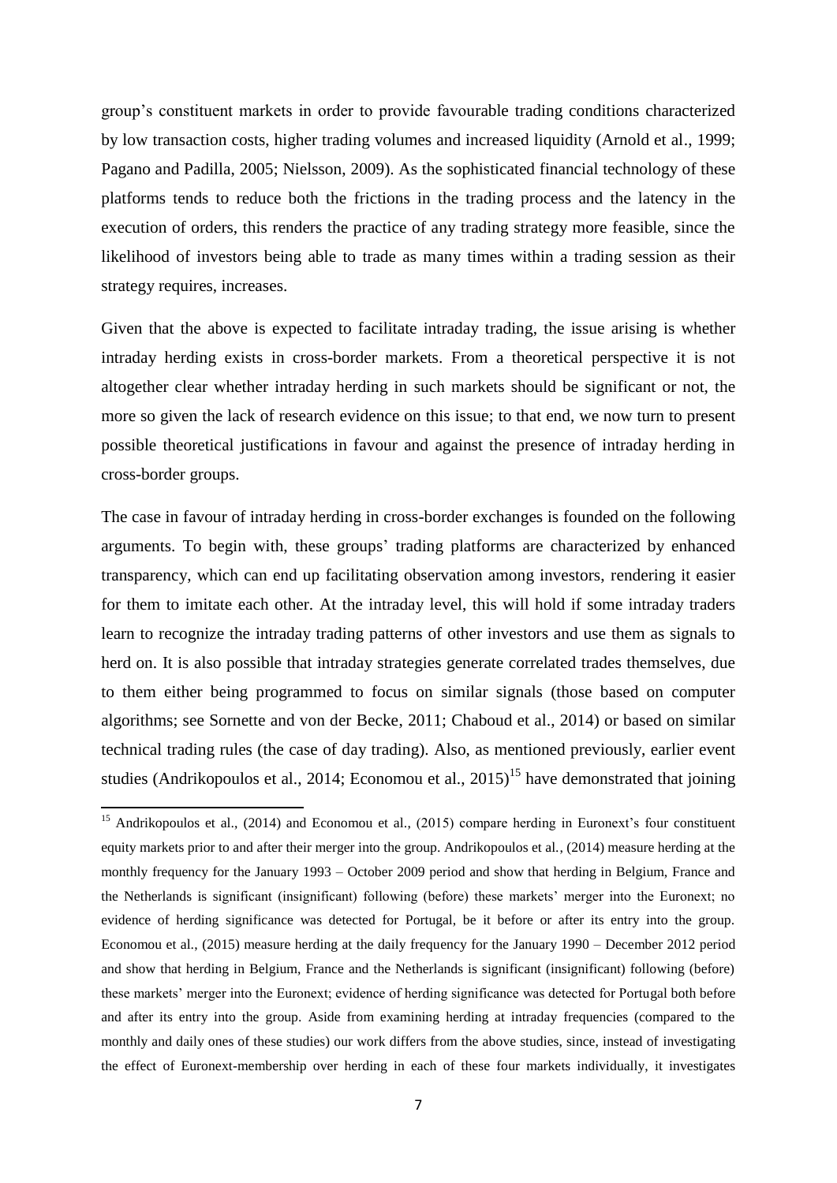group's constituent markets in order to provide favourable trading conditions characterized by low transaction costs, higher trading volumes and increased liquidity (Arnold et al., 1999; Pagano and Padilla, 2005; Nielsson, 2009). As the sophisticated financial technology of these platforms tends to reduce both the frictions in the trading process and the latency in the execution of orders, this renders the practice of any trading strategy more feasible, since the likelihood of investors being able to trade as many times within a trading session as their strategy requires, increases.

Given that the above is expected to facilitate intraday trading, the issue arising is whether intraday herding exists in cross-border markets. From a theoretical perspective it is not altogether clear whether intraday herding in such markets should be significant or not, the more so given the lack of research evidence on this issue; to that end, we now turn to present possible theoretical justifications in favour and against the presence of intraday herding in cross-border groups.

The case in favour of intraday herding in cross-border exchanges is founded on the following arguments. To begin with, these groups' trading platforms are characterized by enhanced transparency, which can end up facilitating observation among investors, rendering it easier for them to imitate each other. At the intraday level, this will hold if some intraday traders learn to recognize the intraday trading patterns of other investors and use them as signals to herd on. It is also possible that intraday strategies generate correlated trades themselves, due to them either being programmed to focus on similar signals (those based on computer algorithms; see Sornette and von der Becke, 2011; Chaboud et al., 2014) or based on similar technical trading rules (the case of day trading). Also, as mentioned previously, earlier event studies (Andrikopoulos et al., 2014; Economou et al., 2015)[15] have demonstrated that joining

[15] Andrikopoulos et al., (2014) and Economou et al., (2015) compare herding in Euronext's four constituent equity markets prior to and after their merger into the group. Andrikopoulos et al., (2014) measure herding at the monthly frequency for the January 1993 – October 2009 period and show that herding in Belgium, France and the Netherlands is significant (insignificant) following (before) these markets' merger into the Euronext; no evidence of herding significance was detected for Portugal, be it before or after its entry into the group. Economou et al., (2015) measure herding at the daily frequency for the January 1990 – December 2012 period and show that herding in Belgium, France and the Netherlands is significant (insignificant) following (before) these markets' merger into the Euronext; evidence of herding significance was detected for Portugal both before and after its entry into the group. Aside from examining herding at intraday frequencies (compared to the monthly and daily ones of these studies) our work differs from the above studies, since, instead of investigating the effect of Euronext-membership over herding in each of these four markets individually, it investigates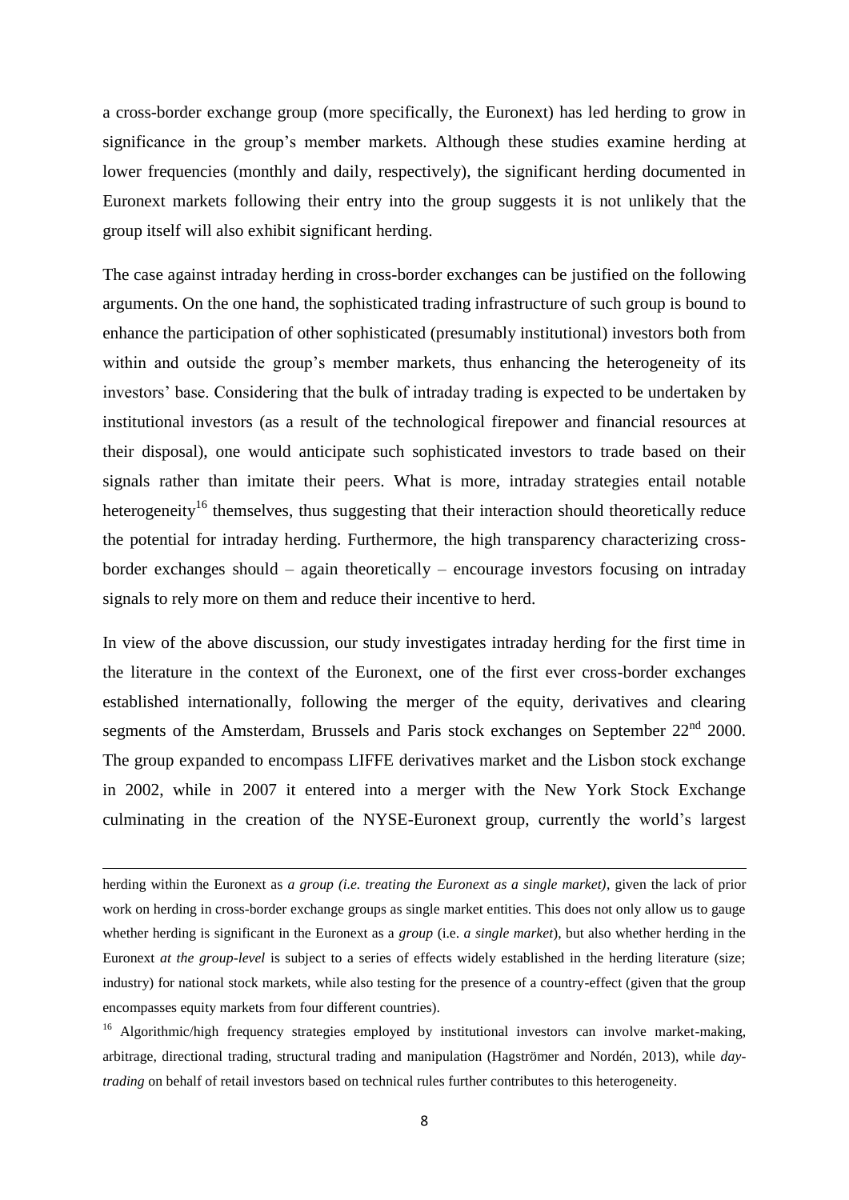a cross-border exchange group (more specifically, the Euronext) has led herding to grow in significance in the group's member markets. Although these studies examine herding at lower frequencies (monthly and daily, respectively), the significant herding documented in Euronext markets following their entry into the group suggests it is not unlikely that the group itself will also exhibit significant herding.

The case against intraday herding in cross-border exchanges can be justified on the following arguments. On the one hand, the sophisticated trading infrastructure of such group is bound to enhance the participation of other sophisticated (presumably institutional) investors both from within and outside the group's member markets, thus enhancing the heterogeneity of its investors' base. Considering that the bulk of intraday trading is expected to be undertaken by institutional investors (as a result of the technological firepower and financial resources at their disposal), one would anticipate such sophisticated investors to trade based on their signals rather than imitate their peers. What is more, intraday strategies entail notable heterogeneity[16] themselves, thus suggesting that their interaction should theoretically reduce the potential for intraday herding. Furthermore, the high transparency characterizing cross-border exchanges should – again theoretically – encourage investors focusing on intraday signals to rely more on them and reduce their incentive to herd.

In view of the above discussion, our study investigates intraday herding for the first time in the literature in the context of the Euronext, one of the first ever cross-border exchanges established internationally, following the merger of the equity, derivatives and clearing segments of the Amsterdam, Brussels and Paris stock exchanges on September 22nd 2000. The group expanded to encompass LIFFE derivatives market and the Lisbon stock exchange in 2002, while in 2007 it entered into a merger with the New York Stock Exchange culminating in the creation of the NYSE-Euronext group, currently the world's largest

herding within the Euronext as *a group (i.e. treating the Euronext as a single market)*, given the lack of prior work on herding in cross-border exchange groups as single market entities. This does not only allow us to gauge whether herding is significant in the Euronext as a *group* (i.e. *a single market*), but also whether herding in the Euronext *at the group-level* is subject to a series of effects widely established in the herding literature (size; industry) for national stock markets, while also testing for the presence of a country-effect (given that the group encompasses equity markets from four different countries).

[16] Algorithmic/high frequency strategies employed by institutional investors can involve market-making, arbitrage, directional trading, structural trading and manipulation (Hagströmer and Nordén, 2013), while *day-trading* on behalf of retail investors based on technical rules further contributes to this heterogeneity.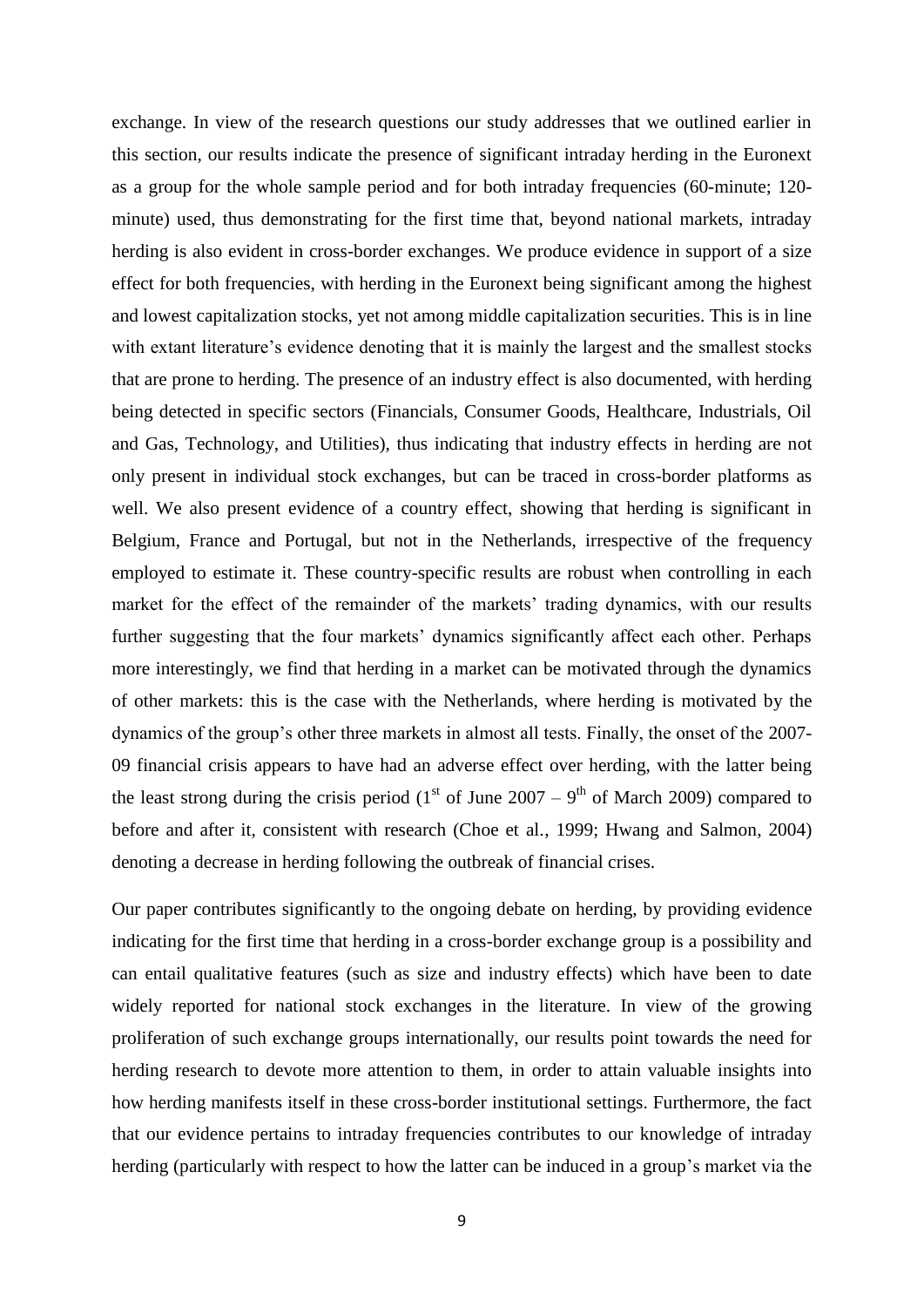exchange. In view of the research questions our study addresses that we outlined earlier in this section, our results indicate the presence of significant intraday herding in the Euronext as a group for the whole sample period and for both intraday frequencies (60-minute; 120-minute) used, thus demonstrating for the first time that, beyond national markets, intraday herding is also evident in cross-border exchanges. We produce evidence in support of a size effect for both frequencies, with herding in the Euronext being significant among the highest and lowest capitalization stocks, yet not among middle capitalization securities. This is in line with extant literature's evidence denoting that it is mainly the largest and the smallest stocks that are prone to herding. The presence of an industry effect is also documented, with herding being detected in specific sectors (Financials, Consumer Goods, Healthcare, Industrials, Oil and Gas, Technology, and Utilities), thus indicating that industry effects in herding are not only present in individual stock exchanges, but can be traced in cross-border platforms as well. We also present evidence of a country effect, showing that herding is significant in Belgium, France and Portugal, but not in the Netherlands, irrespective of the frequency employed to estimate it. These country-specific results are robust when controlling in each market for the effect of the remainder of the markets' trading dynamics, with our results further suggesting that the four markets' dynamics significantly affect each other. Perhaps more interestingly, we find that herding in a market can be motivated through the dynamics of other markets: this is the case with the Netherlands, where herding is motivated by the dynamics of the group's other three markets in almost all tests. Finally, the onset of the 2007-09 financial crisis appears to have had an adverse effect over herding, with the latter being the least strong during the crisis period (1st of June 2007 – 9th of March 2009) compared to before and after it, consistent with research (Choe et al., 1999; Hwang and Salmon, 2004) denoting a decrease in herding following the outbreak of financial crises.

Our paper contributes significantly to the ongoing debate on herding, by providing evidence indicating for the first time that herding in a cross-border exchange group is a possibility and can entail qualitative features (such as size and industry effects) which have been to date widely reported for national stock exchanges in the literature. In view of the growing proliferation of such exchange groups internationally, our results point towards the need for herding research to devote more attention to them, in order to attain valuable insights into how herding manifests itself in these cross-border institutional settings. Furthermore, the fact that our evidence pertains to intraday frequencies contributes to our knowledge of intraday herding (particularly with respect to how the latter can be induced in a group's market via the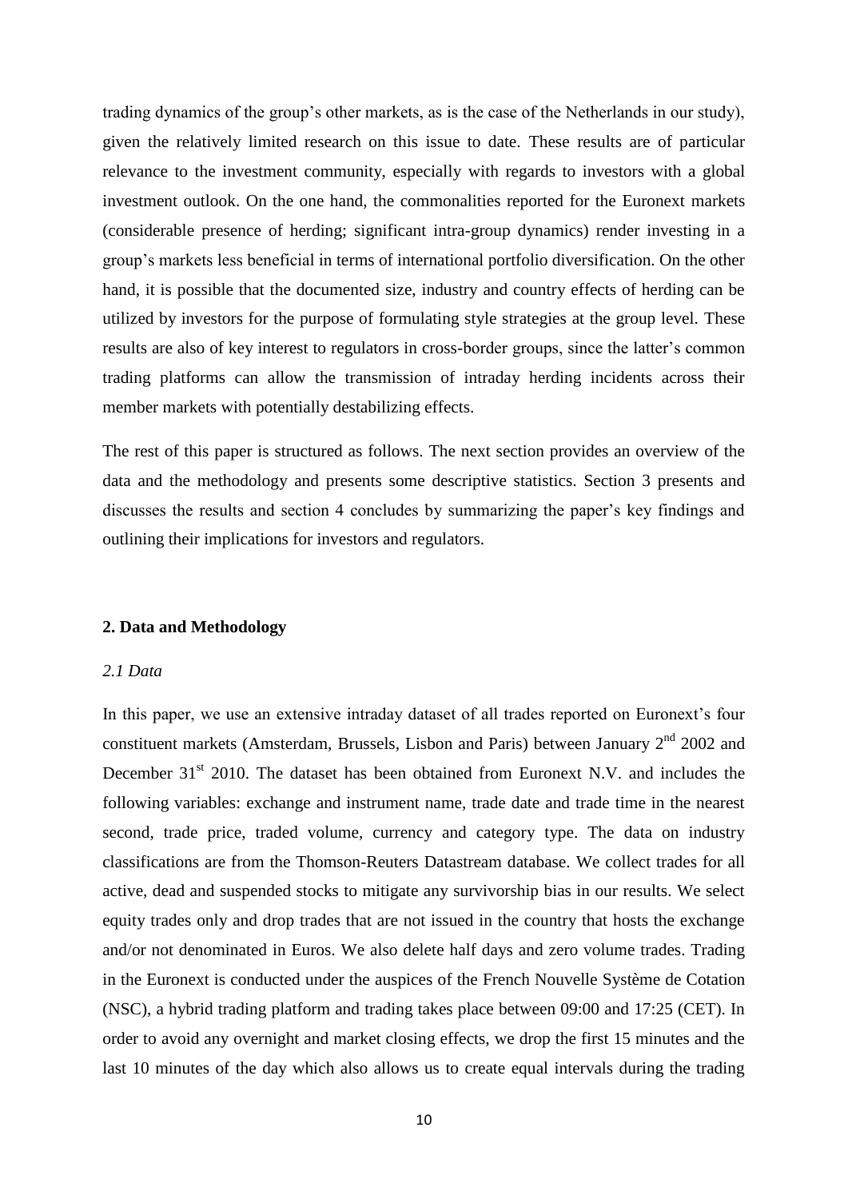trading dynamics of the group's other markets, as is the case of the Netherlands in our study), given the relatively limited research on this issue to date. These results are of particular relevance to the investment community, especially with regards to investors with a global investment outlook. On the one hand, the commonalities reported for the Euronext markets (considerable presence of herding; significant intra-group dynamics) render investing in a group's markets less beneficial in terms of international portfolio diversification. On the other hand, it is possible that the documented size, industry and country effects of herding can be utilized by investors for the purpose of formulating style strategies at the group level. These results are also of key interest to regulators in cross-border groups, since the latter's common trading platforms can allow the transmission of intraday herding incidents across their member markets with potentially destabilizing effects.

The rest of this paper is structured as follows. The next section provides an overview of the data and the methodology and presents some descriptive statistics. Section 3 presents and discusses the results and section 4 concludes by summarizing the paper's key findings and outlining their implications for investors and regulators.

## 2. Data and Methodology

### *2.1 Data*

In this paper, we use an extensive intraday dataset of all trades reported on Euronext's four constituent markets (Amsterdam, Brussels, Lisbon and Paris) between January 2nd 2002 and December 31st 2010. The dataset has been obtained from Euronext N.V. and includes the following variables: exchange and instrument name, trade date and trade time in the nearest second, trade price, traded volume, currency and category type. The data on industry classifications are from the Thomson-Reuters Datastream database. We collect trades for all active, dead and suspended stocks to mitigate any survivorship bias in our results. We select equity trades only and drop trades that are not issued in the country that hosts the exchange and/or not denominated in Euros. We also delete half days and zero volume trades. Trading in the Euronext is conducted under the auspices of the French Nouvelle Système de Cotation (NSC), a hybrid trading platform and trading takes place between 09:00 and 17:25 (CET). In order to avoid any overnight and market closing effects, we drop the first 15 minutes and the last 10 minutes of the day which also allows us to create equal intervals during the trading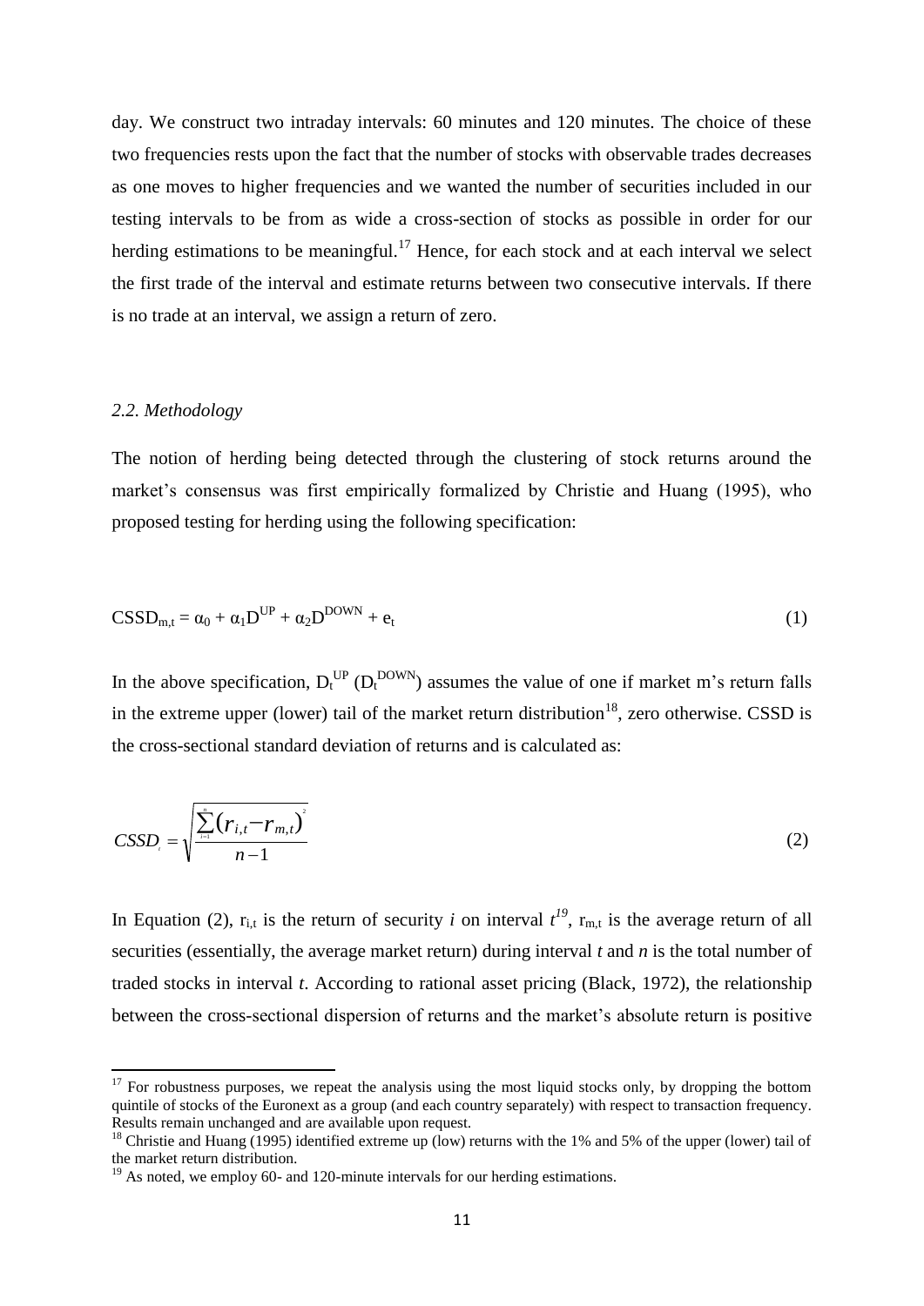day. We construct two intraday intervals: 60 minutes and 120 minutes. The choice of these two frequencies rests upon the fact that the number of stocks with observable trades decreases as one moves to higher frequencies and we wanted the number of securities included in our testing intervals to be from as wide a cross-section of stocks as possible in order for our herding estimations to be meaningful.[17] Hence, for each stock and at each interval we select the first trade of the interval and estimate returns between two consecutive intervals. If there is no trade at an interval, we assign a return of zero.

### *2.2. Methodology*

The notion of herding being detected through the clustering of stock returns around the market's consensus was first empirically formalized by Christie and Huang (1995), who proposed testing for herding using the following specification:

$$CSSD_{m,t} = \alpha_0 + \alpha_1 D^{UP} + \alpha_2 D^{DOWN} + e_t \tag{1}$$

In the above specification, $D_t^{UP}$ ($D_t^{DOWN}$) assumes the value of one if market m's return falls in the extreme upper (lower) tail of the market return distribution[18], zero otherwise. CSSD is the cross-sectional standard deviation of returns and is calculated as:

$$CSSD_t = \sqrt{\frac{\sum_{i=1}^{n}(r_{i,t} - r_{m,t})^2}{n-1}} \tag{2}$$

In Equation (2), $r_{i,t}$ is the return of security *i* on interval *t*[19], $r_{m,t}$ is the average return of all securities (essentially, the average market return) during interval *t* and *n* is the total number of traded stocks in interval *t*. According to rational asset pricing (Black, 1972), the relationship between the cross-sectional dispersion of returns and the market's absolute return is positive

---

[17] For robustness purposes, we repeat the analysis using the most liquid stocks only, by dropping the bottom quintile of stocks of the Euronext as a group (and each country separately) with respect to transaction frequency. Results remain unchanged and are available upon request.

[18] Christie and Huang (1995) identified extreme up (low) returns with the 1% and 5% of the upper (lower) tail of the market return distribution.

[19] As noted, we employ 60- and 120-minute intervals for our herding estimations.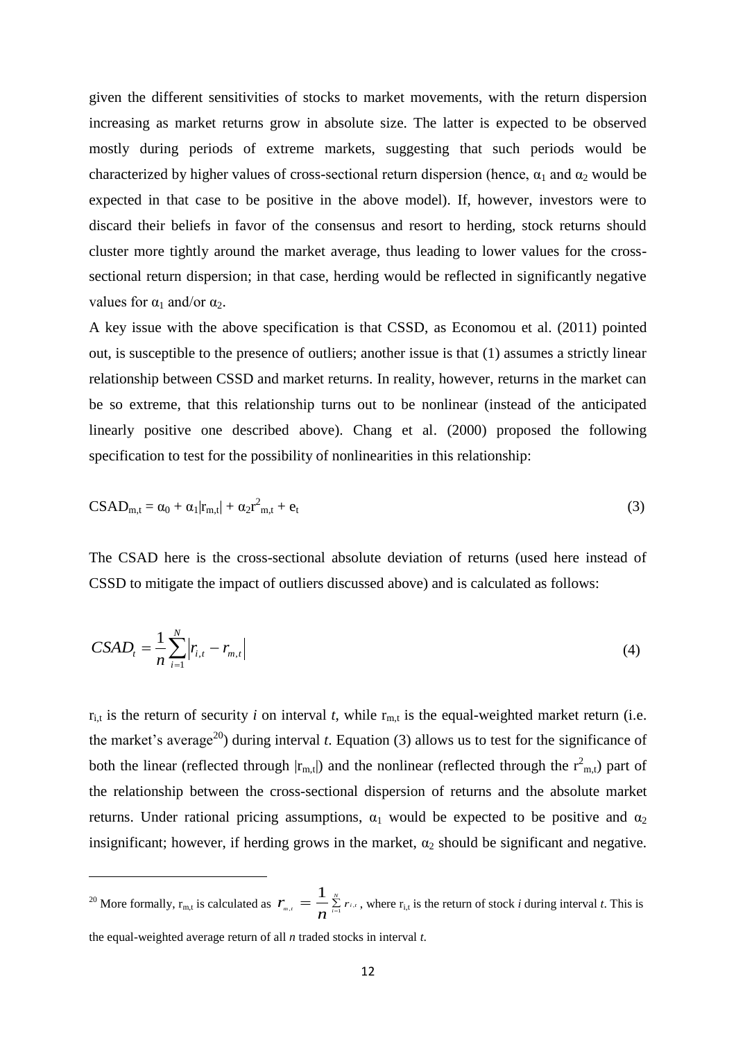given the different sensitivities of stocks to market movements, with the return dispersion increasing as market returns grow in absolute size. The latter is expected to be observed mostly during periods of extreme markets, suggesting that such periods would be characterized by higher values of cross-sectional return dispersion (hence, $\alpha_1$ and $\alpha_2$ would be expected in that case to be positive in the above model). If, however, investors were to discard their beliefs in favor of the consensus and resort to herding, stock returns should cluster more tightly around the market average, thus leading to lower values for the cross-sectional return dispersion; in that case, herding would be reflected in significantly negative values for $\alpha_1$ and/or $\alpha_2$.

A key issue with the above specification is that CSSD, as Economou et al. (2011) pointed out, is susceptible to the presence of outliers; another issue is that (1) assumes a strictly linear relationship between CSSD and market returns. In reality, however, returns in the market can be so extreme, that this relationship turns out to be nonlinear (instead of the anticipated linearly positive one described above). Chang et al. (2000) proposed the following specification to test for the possibility of nonlinearities in this relationship:

$$CSAD_{m,t} = \alpha_0 + \alpha_1|r_{m,t}| + \alpha_2 r^2_{m,t} + e_t \tag{3}$$

The CSAD here is the cross-sectional absolute deviation of returns (used here instead of CSSD to mitigate the impact of outliers discussed above) and is calculated as follows:

$$CSAD_t = \frac{1}{n}\sum_{i=1}^{N}\left|r_{i,t} - r_{m,t}\right| \tag{4}$$

$r_{i,t}$ is the return of security *i* on interval *t*, while $r_{m,t}$ is the equal-weighted market return (i.e. the market's average[20]) during interval *t*. Equation (3) allows us to test for the significance of both the linear (reflected through $|r_{m,t}|$) and the nonlinear (reflected through the $r^2_{m,t}$) part of the relationship between the cross-sectional dispersion of returns and the absolute market returns. Under rational pricing assumptions, $\alpha_1$ would be expected to be positive and $\alpha_2$ insignificant; however, if herding grows in the market, $\alpha_2$ should be significant and negative.

[20] More formally, $r_{m,t}$ is calculated as $r_{m,t} = \frac{1}{n}\sum_{i=1}^{N} r_{i,t}$, where $r_{i,t}$ is the return of stock *i* during interval *t*. This is the equal-weighted average return of all *n* traded stocks in interval *t*.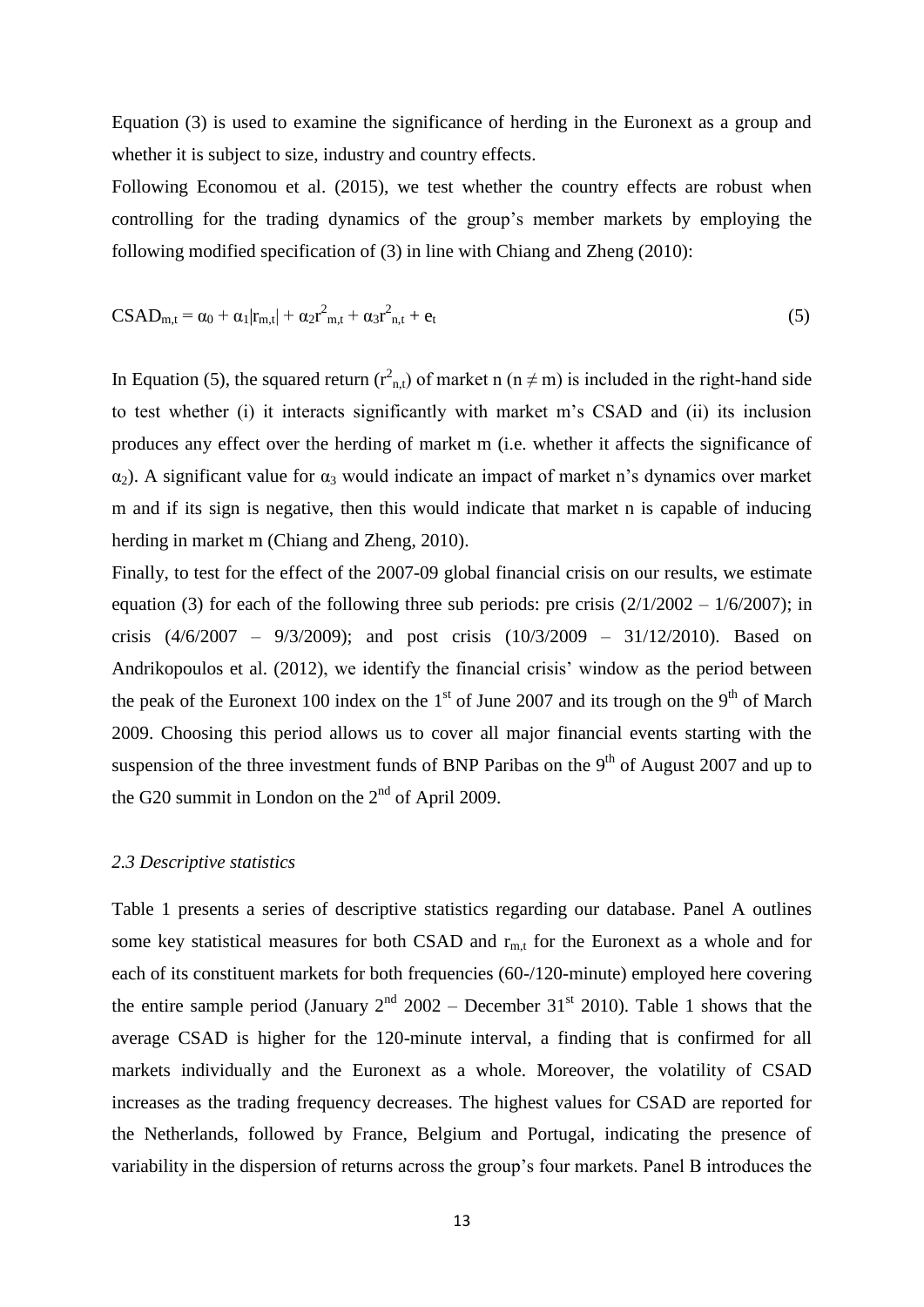Equation (3) is used to examine the significance of herding in the Euronext as a group and whether it is subject to size, industry and country effects.

Following Economou et al. (2015), we test whether the country effects are robust when controlling for the trading dynamics of the group's member markets by employing the following modified specification of (3) in line with Chiang and Zheng (2010):

$$CSAD_{m,t} = \alpha_0 + \alpha_1|r_{m,t}| + \alpha_2 r^2_{m,t} + \alpha_3 r^2_{n,t} + e_t \tag{5}$$

In Equation (5), the squared return ($r^2_{n,t}$) of market n ($n \neq m$) is included in the right-hand side to test whether (i) it interacts significantly with market m's CSAD and (ii) its inclusion produces any effect over the herding of market m (i.e. whether it affects the significance of $\alpha_2$). A significant value for $\alpha_3$ would indicate an impact of market n's dynamics over market m and if its sign is negative, then this would indicate that market n is capable of inducing herding in market m (Chiang and Zheng, 2010).

Finally, to test for the effect of the 2007-09 global financial crisis on our results, we estimate equation (3) for each of the following three sub periods: pre crisis (2/1/2002 – 1/6/2007); in crisis (4/6/2007 – 9/3/2009); and post crisis (10/3/2009 – 31/12/2010). Based on Andrikopoulos et al. (2012), we identify the financial crisis' window as the period between the peak of the Euronext 100 index on the 1st of June 2007 and its trough on the 9th of March 2009. Choosing this period allows us to cover all major financial events starting with the suspension of the three investment funds of BNP Paribas on the 9th of August 2007 and up to the G20 summit in London on the 2nd of April 2009.

### *2.3 Descriptive statistics*

Table 1 presents a series of descriptive statistics regarding our database. Panel A outlines some key statistical measures for both CSAD and $r_{m,t}$ for the Euronext as a whole and for each of its constituent markets for both frequencies (60-/120-minute) employed here covering the entire sample period (January 2nd 2002 – December 31st 2010). Table 1 shows that the average CSAD is higher for the 120-minute interval, a finding that is confirmed for all markets individually and the Euronext as a whole. Moreover, the volatility of CSAD increases as the trading frequency decreases. The highest values for CSAD are reported for the Netherlands, followed by France, Belgium and Portugal, indicating the presence of variability in the dispersion of returns across the group's four markets. Panel B introduces the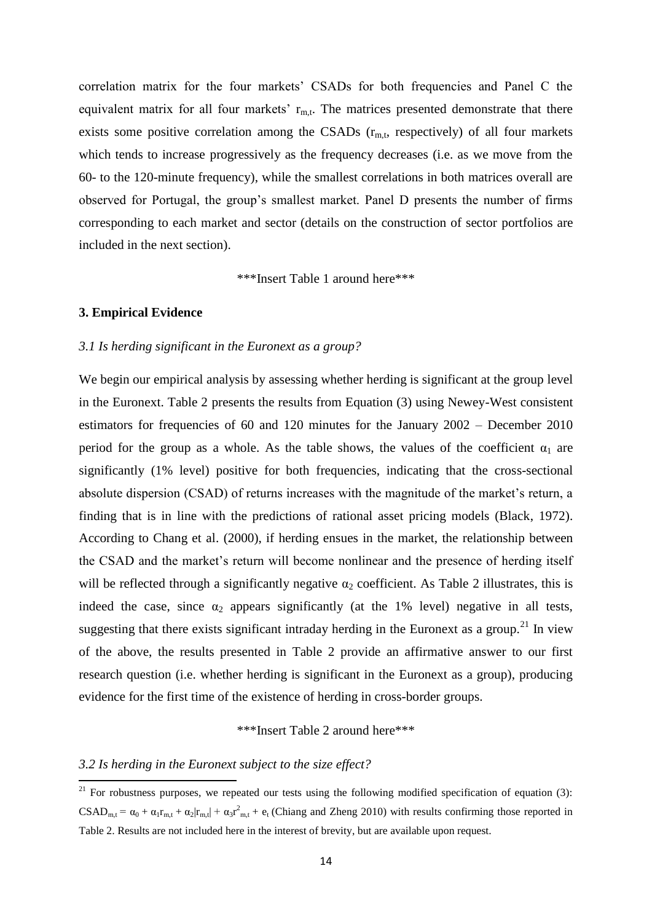correlation matrix for the four markets' CSADs for both frequencies and Panel C the equivalent matrix for all four markets' $r_{m,t}$. The matrices presented demonstrate that there exists some positive correlation among the CSADs ($r_{m,t}$, respectively) of all four markets which tends to increase progressively as the frequency decreases (i.e. as we move from the 60- to the 120-minute frequency), while the smallest correlations in both matrices overall are observed for Portugal, the group's smallest market. Panel D presents the number of firms corresponding to each market and sector (details on the construction of sector portfolios are included in the next section).

***Insert Table 1 around here***

## 3. Empirical Evidence

### *3.1 Is herding significant in the Euronext as a group?*

We begin our empirical analysis by assessing whether herding is significant at the group level in the Euronext. Table 2 presents the results from Equation (3) using Newey-West consistent estimators for frequencies of 60 and 120 minutes for the January 2002 – December 2010 period for the group as a whole. As the table shows, the values of the coefficient $\alpha_1$ are significantly (1% level) positive for both frequencies, indicating that the cross-sectional absolute dispersion (CSAD) of returns increases with the magnitude of the market's return, a finding that is in line with the predictions of rational asset pricing models (Black, 1972). According to Chang et al. (2000), if herding ensues in the market, the relationship between the CSAD and the market's return will become nonlinear and the presence of herding itself will be reflected through a significantly negative $\alpha_2$ coefficient. As Table 2 illustrates, this is indeed the case, since $\alpha_2$ appears significantly (at the 1% level) negative in all tests, suggesting that there exists significant intraday herding in the Euronext as a group.[21] In view of the above, the results presented in Table 2 provide an affirmative answer to our first research question (i.e. whether herding is significant in the Euronext as a group), producing evidence for the first time of the existence of herding in cross-border groups.

***Insert Table 2 around here***

### *3.2 Is herding in the Euronext subject to the size effect?*

[21] For robustness purposes, we repeated our tests using the following modified specification of equation (3): $CSAD_{m,t} = \alpha_0 + \alpha_1 r_{m,t} + \alpha_2|r_{m,t}| + \alpha_3 r^2_{m,t} + e_t$ (Chiang and Zheng 2010) with results confirming those reported in Table 2. Results are not included here in the interest of brevity, but are available upon request.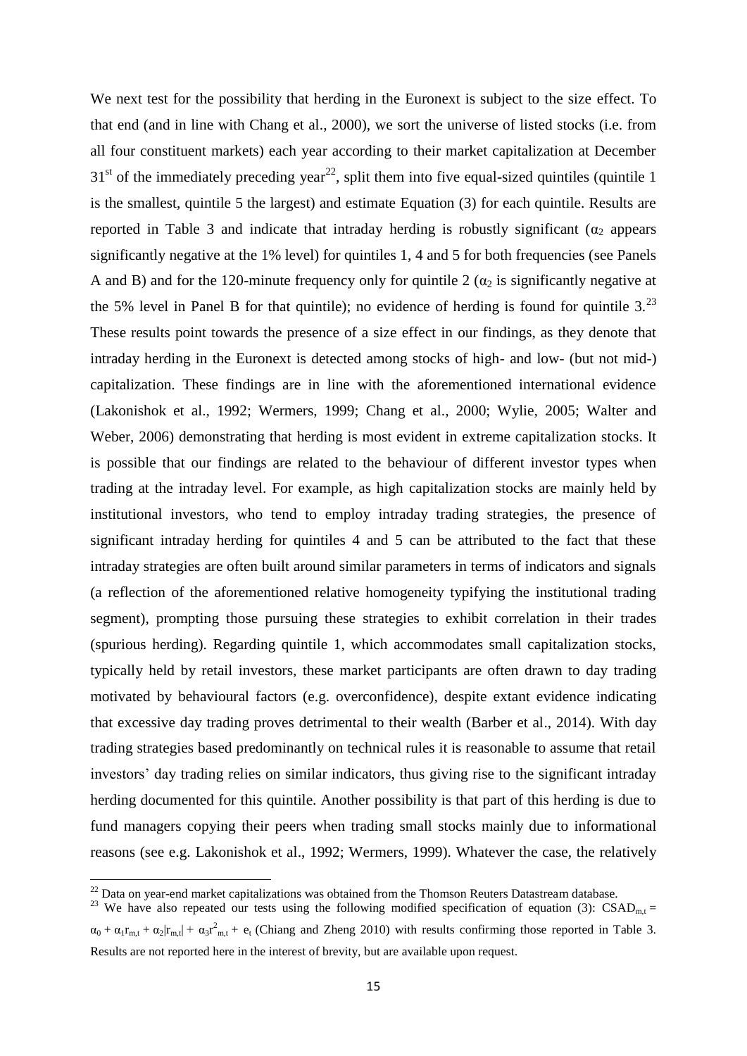We next test for the possibility that herding in the Euronext is subject to the size effect. To that end (and in line with Chang et al., 2000), we sort the universe of listed stocks (i.e. from all four constituent markets) each year according to their market capitalization at December $31^{st}$ of the immediately preceding year[22], split them into five equal-sized quintiles (quintile 1 is the smallest, quintile 5 the largest) and estimate Equation (3) for each quintile. Results are reported in Table 3 and indicate that intraday herding is robustly significant ($\alpha_2$ appears significantly negative at the 1% level) for quintiles 1, 4 and 5 for both frequencies (see Panels A and B) and for the 120-minute frequency only for quintile 2 ($\alpha_2$ is significantly negative at the 5% level in Panel B for that quintile); no evidence of herding is found for quintile 3.[23] These results point towards the presence of a size effect in our findings, as they denote that intraday herding in the Euronext is detected among stocks of high- and low- (but not mid-) capitalization. These findings are in line with the aforementioned international evidence (Lakonishok et al., 1992; Wermers, 1999; Chang et al., 2000; Wylie, 2005; Walter and Weber, 2006) demonstrating that herding is most evident in extreme capitalization stocks. It is possible that our findings are related to the behaviour of different investor types when trading at the intraday level. For example, as high capitalization stocks are mainly held by institutional investors, who tend to employ intraday trading strategies, the presence of significant intraday herding for quintiles 4 and 5 can be attributed to the fact that these intraday strategies are often built around similar parameters in terms of indicators and signals (a reflection of the aforementioned relative homogeneity typifying the institutional trading segment), prompting those pursuing these strategies to exhibit correlation in their trades (spurious herding). Regarding quintile 1, which accommodates small capitalization stocks, typically held by retail investors, these market participants are often drawn to day trading motivated by behavioural factors (e.g. overconfidence), despite extant evidence indicating that excessive day trading proves detrimental to their wealth (Barber et al., 2014). With day trading strategies based predominantly on technical rules it is reasonable to assume that retail investors' day trading relies on similar indicators, thus giving rise to the significant intraday herding documented for this quintile. Another possibility is that part of this herding is due to fund managers copying their peers when trading small stocks mainly due to informational reasons (see e.g. Lakonishok et al., 1992; Wermers, 1999). Whatever the case, the relatively

---

[22] Data on year-end market capitalizations was obtained from the Thomson Reuters Datastream database.

[23] We have also repeated our tests using the following modified specification of equation (3): $CSAD_{m,t} = \alpha_0 + \alpha_1 r_{m,t} + \alpha_2|r_{m,t}| + \alpha_3 r^2_{m,t} + e_t$ (Chiang and Zheng 2010) with results confirming those reported in Table 3. Results are not reported here in the interest of brevity, but are available upon request.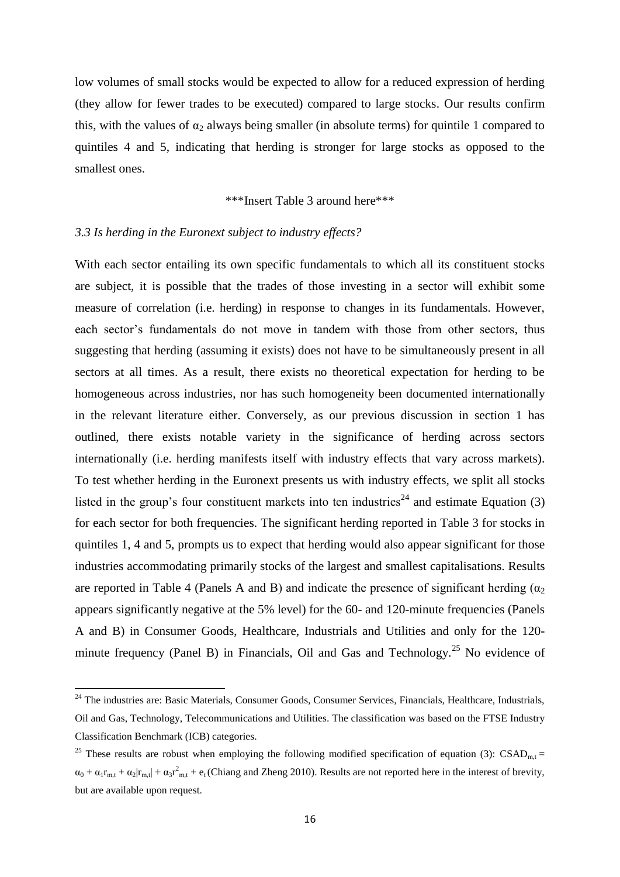low volumes of small stocks would be expected to allow for a reduced expression of herding (they allow for fewer trades to be executed) compared to large stocks. Our results confirm this, with the values of $\alpha_2$ always being smaller (in absolute terms) for quintile 1 compared to quintiles 4 and 5, indicating that herding is stronger for large stocks as opposed to the smallest ones.

***Insert Table 3 around here***

### *3.3 Is herding in the Euronext subject to industry effects?*

With each sector entailing its own specific fundamentals to which all its constituent stocks are subject, it is possible that the trades of those investing in a sector will exhibit some measure of correlation (i.e. herding) in response to changes in its fundamentals. However, each sector's fundamentals do not move in tandem with those from other sectors, thus suggesting that herding (assuming it exists) does not have to be simultaneously present in all sectors at all times. As a result, there exists no theoretical expectation for herding to be homogeneous across industries, nor has such homogeneity been documented internationally in the relevant literature either. Conversely, as our previous discussion in section 1 has outlined, there exists notable variety in the significance of herding across sectors internationally (i.e. herding manifests itself with industry effects that vary across markets). To test whether herding in the Euronext presents us with industry effects, we split all stocks listed in the group's four constituent markets into ten industries[24] and estimate Equation (3) for each sector for both frequencies. The significant herding reported in Table 3 for stocks in quintiles 1, 4 and 5, prompts us to expect that herding would also appear significant for those industries accommodating primarily stocks of the largest and smallest capitalisations. Results are reported in Table 4 (Panels A and B) and indicate the presence of significant herding ($\alpha_2$ appears significantly negative at the 5% level) for the 60- and 120-minute frequencies (Panels A and B) in Consumer Goods, Healthcare, Industrials and Utilities and only for the 120-minute frequency (Panel B) in Financials, Oil and Gas and Technology.[25] No evidence of

[24] The industries are: Basic Materials, Consumer Goods, Consumer Services, Financials, Healthcare, Industrials, Oil and Gas, Technology, Telecommunications and Utilities. The classification was based on the FTSE Industry Classification Benchmark (ICB) categories.

[25] These results are robust when employing the following modified specification of equation (3): $CSAD_{m,t} = \alpha_0 + \alpha_1 r_{m,t} + \alpha_2 |r_{m,t}| + \alpha_3 r^2_{m,t} + e_t$ (Chiang and Zheng 2010). Results are not reported here in the interest of brevity, but are available upon request.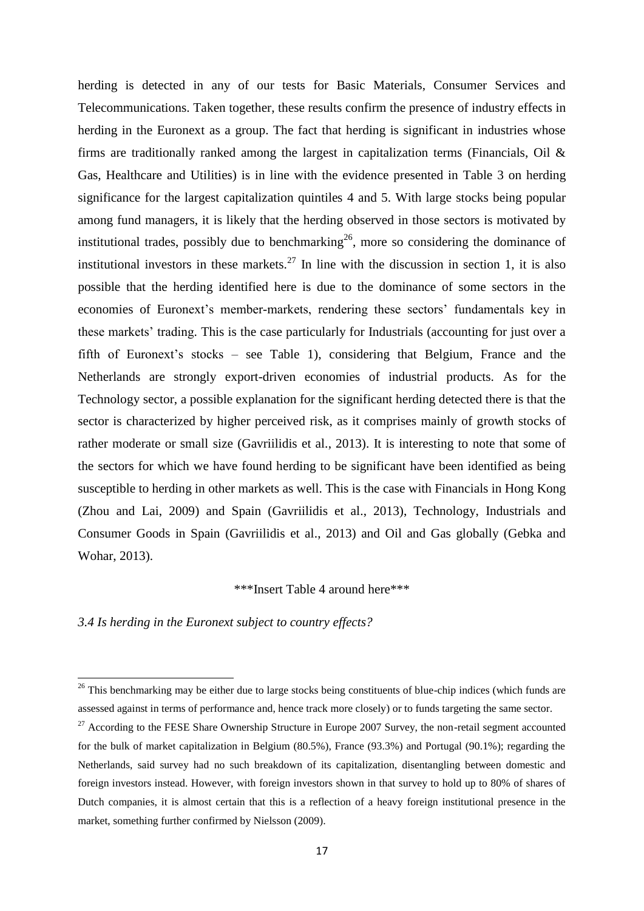herding is detected in any of our tests for Basic Materials, Consumer Services and Telecommunications. Taken together, these results confirm the presence of industry effects in herding in the Euronext as a group. The fact that herding is significant in industries whose firms are traditionally ranked among the largest in capitalization terms (Financials, Oil & Gas, Healthcare and Utilities) is in line with the evidence presented in Table 3 on herding significance for the largest capitalization quintiles 4 and 5. With large stocks being popular among fund managers, it is likely that the herding observed in those sectors is motivated by institutional trades, possibly due to benchmarking[26], more so considering the dominance of institutional investors in these markets.[27] In line with the discussion in section 1, it is also possible that the herding identified here is due to the dominance of some sectors in the economies of Euronext's member-markets, rendering these sectors' fundamentals key in these markets' trading. This is the case particularly for Industrials (accounting for just over a fifth of Euronext's stocks – see Table 1), considering that Belgium, France and the Netherlands are strongly export-driven economies of industrial products. As for the Technology sector, a possible explanation for the significant herding detected there is that the sector is characterized by higher perceived risk, as it comprises mainly of growth stocks of rather moderate or small size (Gavriilidis et al., 2013). It is interesting to note that some of the sectors for which we have found herding to be significant have been identified as being susceptible to herding in other markets as well. This is the case with Financials in Hong Kong (Zhou and Lai, 2009) and Spain (Gavriilidis et al., 2013), Technology, Industrials and Consumer Goods in Spain (Gavriilidis et al., 2013) and Oil and Gas globally (Gebka and Wohar, 2013).

***Insert Table 4 around here***

### *3.4 Is herding in the Euronext subject to country effects?*

[26] This benchmarking may be either due to large stocks being constituents of blue-chip indices (which funds are assessed against in terms of performance and, hence track more closely) or to funds targeting the same sector.

[27] According to the FESE Share Ownership Structure in Europe 2007 Survey, the non-retail segment accounted for the bulk of market capitalization in Belgium (80.5%), France (93.3%) and Portugal (90.1%); regarding the Netherlands, said survey had no such breakdown of its capitalization, disentangling between domestic and foreign investors instead. However, with foreign investors shown in that survey to hold up to 80% of shares of Dutch companies, it is almost certain that this is a reflection of a heavy foreign institutional presence in the market, something further confirmed by Nielsson (2009).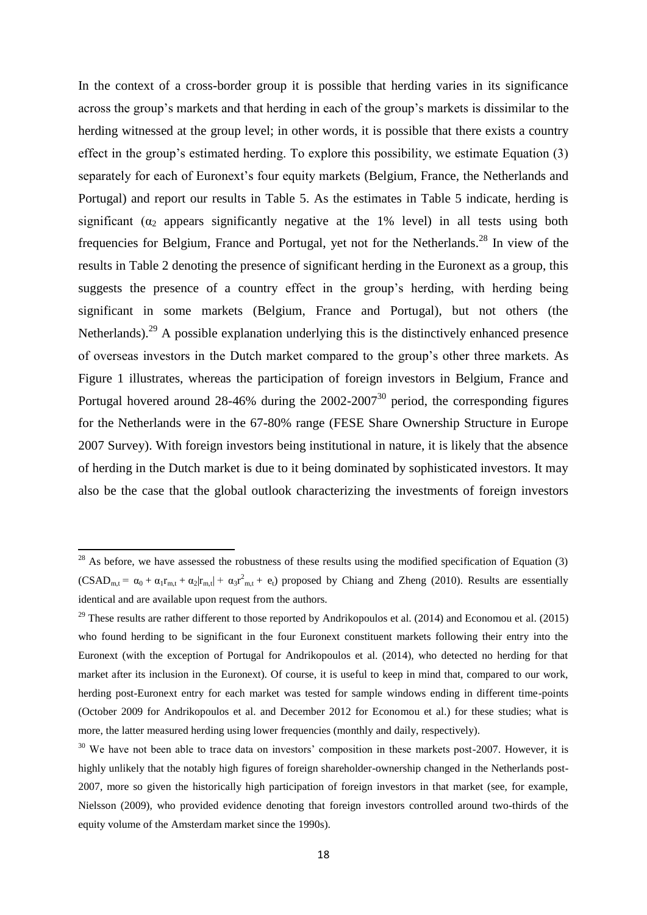In the context of a cross-border group it is possible that herding varies in its significance across the group's markets and that herding in each of the group's markets is dissimilar to the herding witnessed at the group level; in other words, it is possible that there exists a country effect in the group's estimated herding. To explore this possibility, we estimate Equation (3) separately for each of Euronext's four equity markets (Belgium, France, the Netherlands and Portugal) and report our results in Table 5. As the estimates in Table 5 indicate, herding is significant ($\alpha_2$ appears significantly negative at the 1% level) in all tests using both frequencies for Belgium, France and Portugal, yet not for the Netherlands.[28] In view of the results in Table 2 denoting the presence of significant herding in the Euronext as a group, this suggests the presence of a country effect in the group's herding, with herding being significant in some markets (Belgium, France and Portugal), but not others (the Netherlands).[29] A possible explanation underlying this is the distinctively enhanced presence of overseas investors in the Dutch market compared to the group's other three markets. As Figure 1 illustrates, whereas the participation of foreign investors in Belgium, France and Portugal hovered around 28-46% during the 2002-2007[30] period, the corresponding figures for the Netherlands were in the 67-80% range (FESE Share Ownership Structure in Europe 2007 Survey). With foreign investors being institutional in nature, it is likely that the absence of herding in the Dutch market is due to it being dominated by sophisticated investors. It may also be the case that the global outlook characterizing the investments of foreign investors

---

[28] As before, we have assessed the robustness of these results using the modified specification of Equation (3) ($CSAD_{m,t} = \alpha_0 + \alpha_1 r_{m,t} + \alpha_2|r_{m,t}| + \alpha_3 r^2_{m,t} + e_t$) proposed by Chiang and Zheng (2010). Results are essentially identical and are available upon request from the authors.

[29] These results are rather different to those reported by Andrikopoulos et al. (2014) and Economou et al. (2015) who found herding to be significant in the four Euronext constituent markets following their entry into the Euronext (with the exception of Portugal for Andrikopoulos et al. (2014), who detected no herding for that market after its inclusion in the Euronext). Of course, it is useful to keep in mind that, compared to our work, herding post-Euronext entry for each market was tested for sample windows ending in different time-points (October 2009 for Andrikopoulos et al. and December 2012 for Economou et al.) for these studies; what is more, the latter measured herding using lower frequencies (monthly and daily, respectively).

[30] We have not been able to trace data on investors' composition in these markets post-2007. However, it is highly unlikely that the notably high figures of foreign shareholder-ownership changed in the Netherlands post-2007, more so given the historically high participation of foreign investors in that market (see, for example, Nielsson (2009), who provided evidence denoting that foreign investors controlled around two-thirds of the equity volume of the Amsterdam market since the 1990s).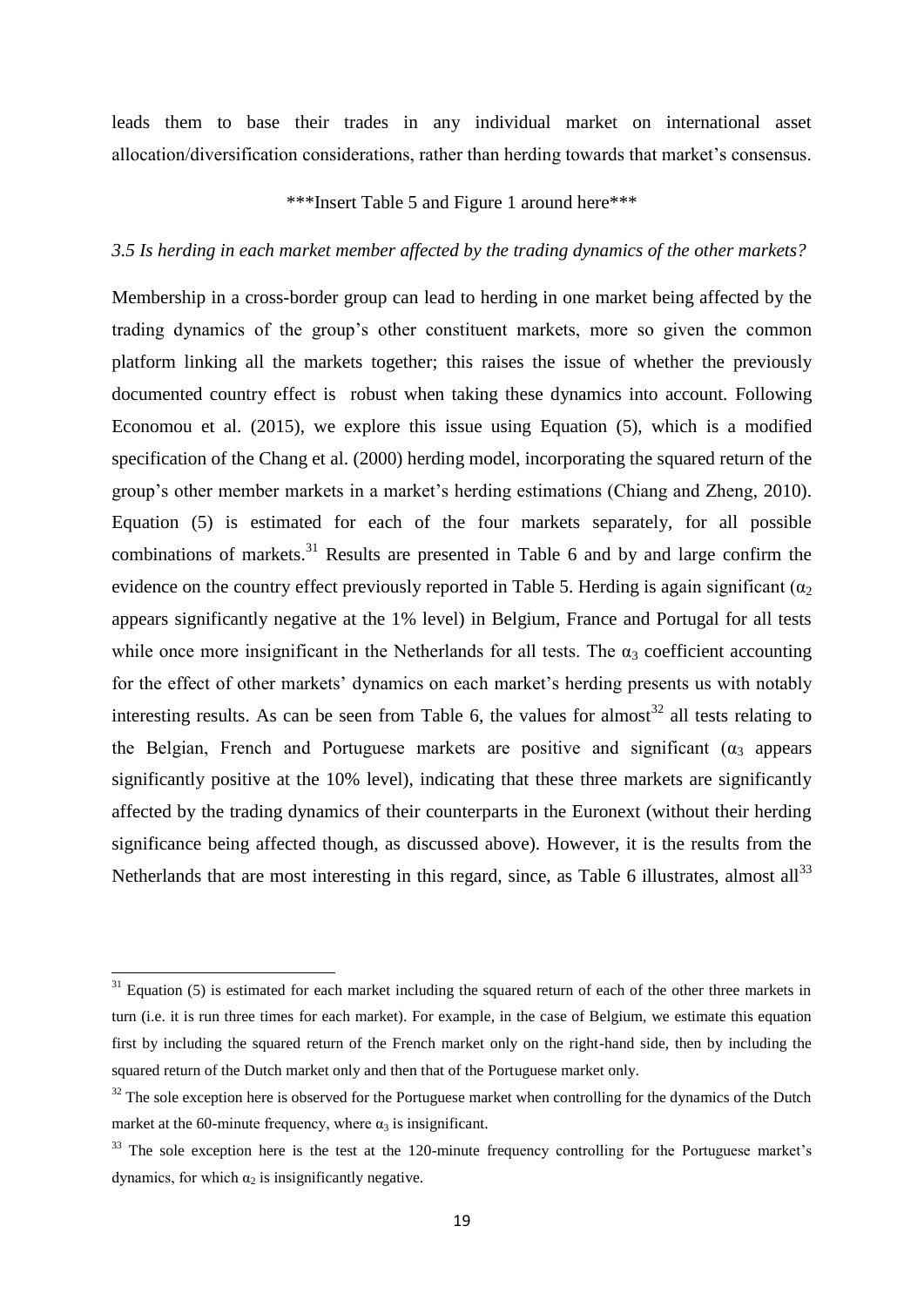leads them to base their trades in any individual market on international asset allocation/diversification considerations, rather than herding towards that market's consensus.

***Insert Table 5 and Figure 1 around here***

### *3.5 Is herding in each market member affected by the trading dynamics of the other markets?*

Membership in a cross-border group can lead to herding in one market being affected by the trading dynamics of the group's other constituent markets, more so given the common platform linking all the markets together; this raises the issue of whether the previously documented country effect is robust when taking these dynamics into account. Following Economou et al. (2015), we explore this issue using Equation (5), which is a modified specification of the Chang et al. (2000) herding model, incorporating the squared return of the group's other member markets in a market's herding estimations (Chiang and Zheng, 2010). Equation (5) is estimated for each of the four markets separately, for all possible combinations of markets.[31] Results are presented in Table 6 and by and large confirm the evidence on the country effect previously reported in Table 5. Herding is again significant ($\alpha_2$ appears significantly negative at the 1% level) in Belgium, France and Portugal for all tests while once more insignificant in the Netherlands for all tests. The $\alpha_3$ coefficient accounting for the effect of other markets' dynamics on each market's herding presents us with notably interesting results. As can be seen from Table 6, the values for almost[32] all tests relating to the Belgian, French and Portuguese markets are positive and significant ($\alpha_3$ appears significantly positive at the 10% level), indicating that these three markets are significantly affected by the trading dynamics of their counterparts in the Euronext (without their herding significance being affected though, as discussed above). However, it is the results from the Netherlands that are most interesting in this regard, since, as Table 6 illustrates, almost all[33]

---

[31] Equation (5) is estimated for each market including the squared return of each of the other three markets in turn (i.e. it is run three times for each market). For example, in the case of Belgium, we estimate this equation first by including the squared return of the French market only on the right-hand side, then by including the squared return of the Dutch market only and then that of the Portuguese market only.

[32] The sole exception here is observed for the Portuguese market when controlling for the dynamics of the Dutch market at the 60-minute frequency, where $\alpha_3$ is insignificant.

[33] The sole exception here is the test at the 120-minute frequency controlling for the Portuguese market's dynamics, for which $\alpha_2$ is insignificantly negative.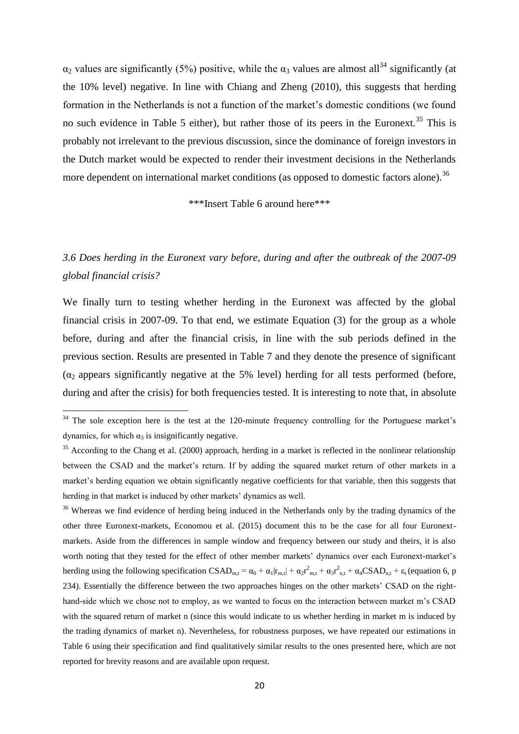$\alpha_2$ values are significantly (5%) positive, while the $\alpha_3$ values are almost all[34] significantly (at the 10% level) negative. In line with Chiang and Zheng (2010), this suggests that herding formation in the Netherlands is not a function of the market's domestic conditions (we found no such evidence in Table 5 either), but rather those of its peers in the Euronext.[35] This is probably not irrelevant to the previous discussion, since the dominance of foreign investors in the Dutch market would be expected to render their investment decisions in the Netherlands more dependent on international market conditions (as opposed to domestic factors alone).[36]

\*\*\*Insert Table 6 around here\*\*\*

### *3.6 Does herding in the Euronext vary before, during and after the outbreak of the 2007-09 global financial crisis?*

We finally turn to testing whether herding in the Euronext was affected by the global financial crisis in 2007-09. To that end, we estimate Equation (3) for the group as a whole before, during and after the financial crisis, in line with the sub periods defined in the previous section. Results are presented in Table 7 and they denote the presence of significant ($\alpha_2$ appears significantly negative at the 5% level) herding for all tests performed (before, during and after the crisis) for both frequencies tested. It is interesting to note that, in absolute

---

[34] The sole exception here is the test at the 120-minute frequency controlling for the Portuguese market's dynamics, for which $\alpha_3$ is insignificantly negative.

[35] According to the Chang et al. (2000) approach, herding in a market is reflected in the nonlinear relationship between the CSAD and the market's return. If by adding the squared market return of other markets in a market's herding equation we obtain significantly negative coefficients for that variable, then this suggests that herding in that market is induced by other markets' dynamics as well.

[36] Whereas we find evidence of herding being induced in the Netherlands only by the trading dynamics of the other three Euronext-markets, Economou et al. (2015) document this to be the case for all four Euronext-markets. Aside from the differences in sample window and frequency between our study and theirs, it is also worth noting that they tested for the effect of other member markets' dynamics over each Euronext-market's herding using the following specification $CSAD_{m,t} = \alpha_0 + \alpha_1|r_{m,t}| + \alpha_2 r^2_{m,t} + \alpha_3 r^2_{n,t} + \alpha_4 CSAD_{n,t} + \varepsilon_t$ (equation 6, p 234). Essentially the difference between the two approaches hinges on the other markets' CSAD on the right-hand-side which we chose not to employ, as we wanted to focus on the interaction between market m's CSAD with the squared return of market n (since this would indicate to us whether herding in market m is induced by the trading dynamics of market n). Nevertheless, for robustness purposes, we have repeated our estimations in Table 6 using their specification and find qualitatively similar results to the ones presented here, which are not reported for brevity reasons and are available upon request.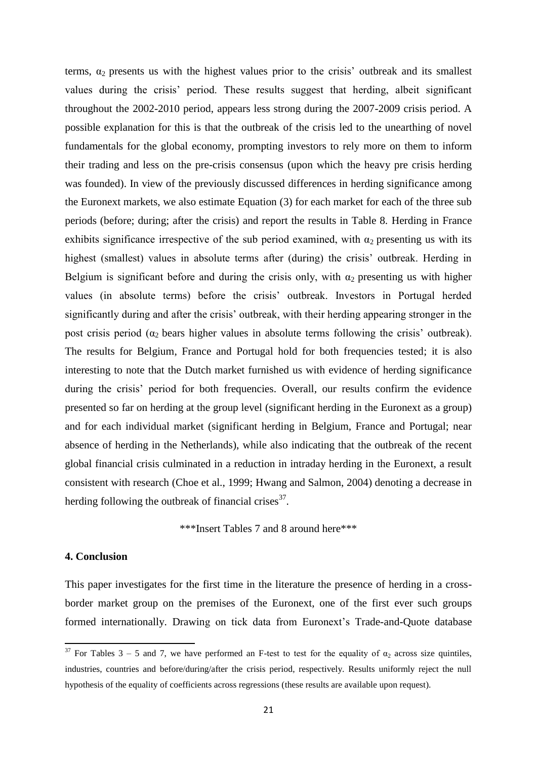terms, $\alpha_2$ presents us with the highest values prior to the crisis' outbreak and its smallest values during the crisis' period. These results suggest that herding, albeit significant throughout the 2002-2010 period, appears less strong during the 2007-2009 crisis period. A possible explanation for this is that the outbreak of the crisis led to the unearthing of novel fundamentals for the global economy, prompting investors to rely more on them to inform their trading and less on the pre-crisis consensus (upon which the heavy pre crisis herding was founded). In view of the previously discussed differences in herding significance among the Euronext markets, we also estimate Equation (3) for each market for each of the three sub periods (before; during; after the crisis) and report the results in Table 8. Herding in France exhibits significance irrespective of the sub period examined, with $\alpha_2$ presenting us with its highest (smallest) values in absolute terms after (during) the crisis' outbreak. Herding in Belgium is significant before and during the crisis only, with $\alpha_2$ presenting us with higher values (in absolute terms) before the crisis' outbreak. Investors in Portugal herded significantly during and after the crisis' outbreak, with their herding appearing stronger in the post crisis period ($\alpha_2$ bears higher values in absolute terms following the crisis' outbreak). The results for Belgium, France and Portugal hold for both frequencies tested; it is also interesting to note that the Dutch market furnished us with evidence of herding significance during the crisis' period for both frequencies. Overall, our results confirm the evidence presented so far on herding at the group level (significant herding in the Euronext as a group) and for each individual market (significant herding in Belgium, France and Portugal; near absence of herding in the Netherlands), while also indicating that the outbreak of the recent global financial crisis culminated in a reduction in intraday herding in the Euronext, a result consistent with research (Choe et al., 1999; Hwang and Salmon, 2004) denoting a decrease in herding following the outbreak of financial crises[37].

***Insert Tables 7 and 8 around here***

## 4. Conclusion

This paper investigates for the first time in the literature the presence of herding in a cross-border market group on the premises of the Euronext, one of the first ever such groups formed internationally. Drawing on tick data from Euronext's Trade-and-Quote database

[37] For Tables 3 – 5 and 7, we have performed an F-test to test for the equality of $\alpha_2$ across size quintiles, industries, countries and before/during/after the crisis period, respectively. Results uniformly reject the null hypothesis of the equality of coefficients across regressions (these results are available upon request).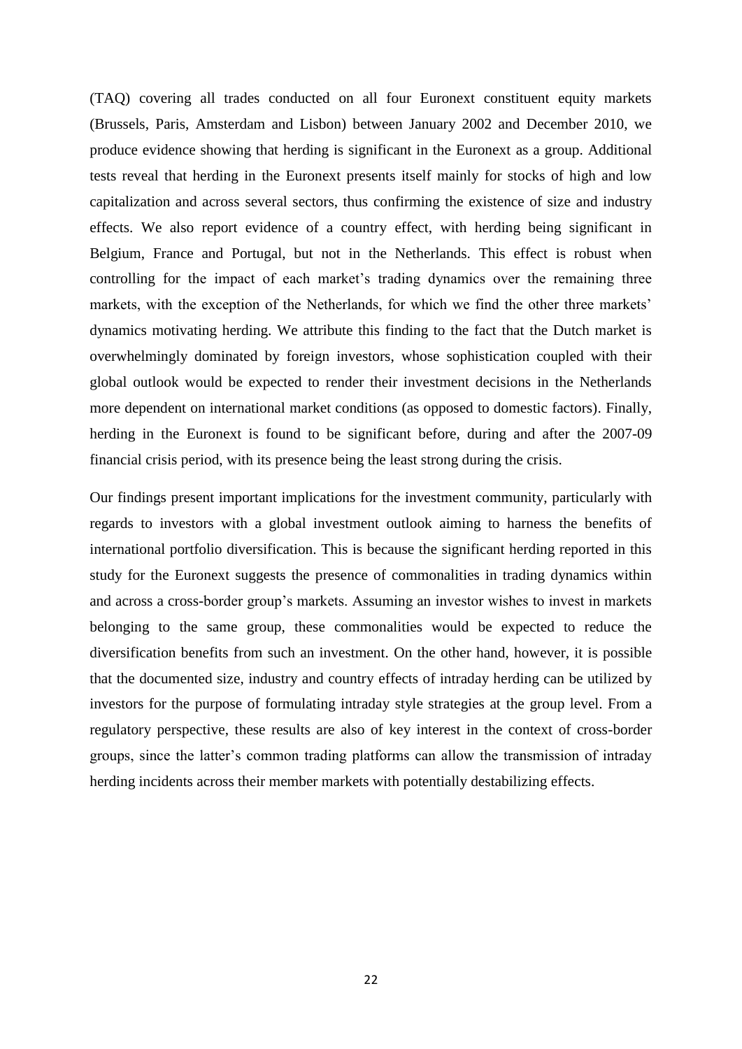(TAQ) covering all trades conducted on all four Euronext constituent equity markets (Brussels, Paris, Amsterdam and Lisbon) between January 2002 and December 2010, we produce evidence showing that herding is significant in the Euronext as a group. Additional tests reveal that herding in the Euronext presents itself mainly for stocks of high and low capitalization and across several sectors, thus confirming the existence of size and industry effects. We also report evidence of a country effect, with herding being significant in Belgium, France and Portugal, but not in the Netherlands. This effect is robust when controlling for the impact of each market's trading dynamics over the remaining three markets, with the exception of the Netherlands, for which we find the other three markets' dynamics motivating herding. We attribute this finding to the fact that the Dutch market is overwhelmingly dominated by foreign investors, whose sophistication coupled with their global outlook would be expected to render their investment decisions in the Netherlands more dependent on international market conditions (as opposed to domestic factors). Finally, herding in the Euronext is found to be significant before, during and after the 2007-09 financial crisis period, with its presence being the least strong during the crisis.

Our findings present important implications for the investment community, particularly with regards to investors with a global investment outlook aiming to harness the benefits of international portfolio diversification. This is because the significant herding reported in this study for the Euronext suggests the presence of commonalities in trading dynamics within and across a cross-border group's markets. Assuming an investor wishes to invest in markets belonging to the same group, these commonalities would be expected to reduce the diversification benefits from such an investment. On the other hand, however, it is possible that the documented size, industry and country effects of intraday herding can be utilized by investors for the purpose of formulating intraday style strategies at the group level. From a regulatory perspective, these results are also of key interest in the context of cross-border groups, since the latter's common trading platforms can allow the transmission of intraday herding incidents across their member markets with potentially destabilizing effects.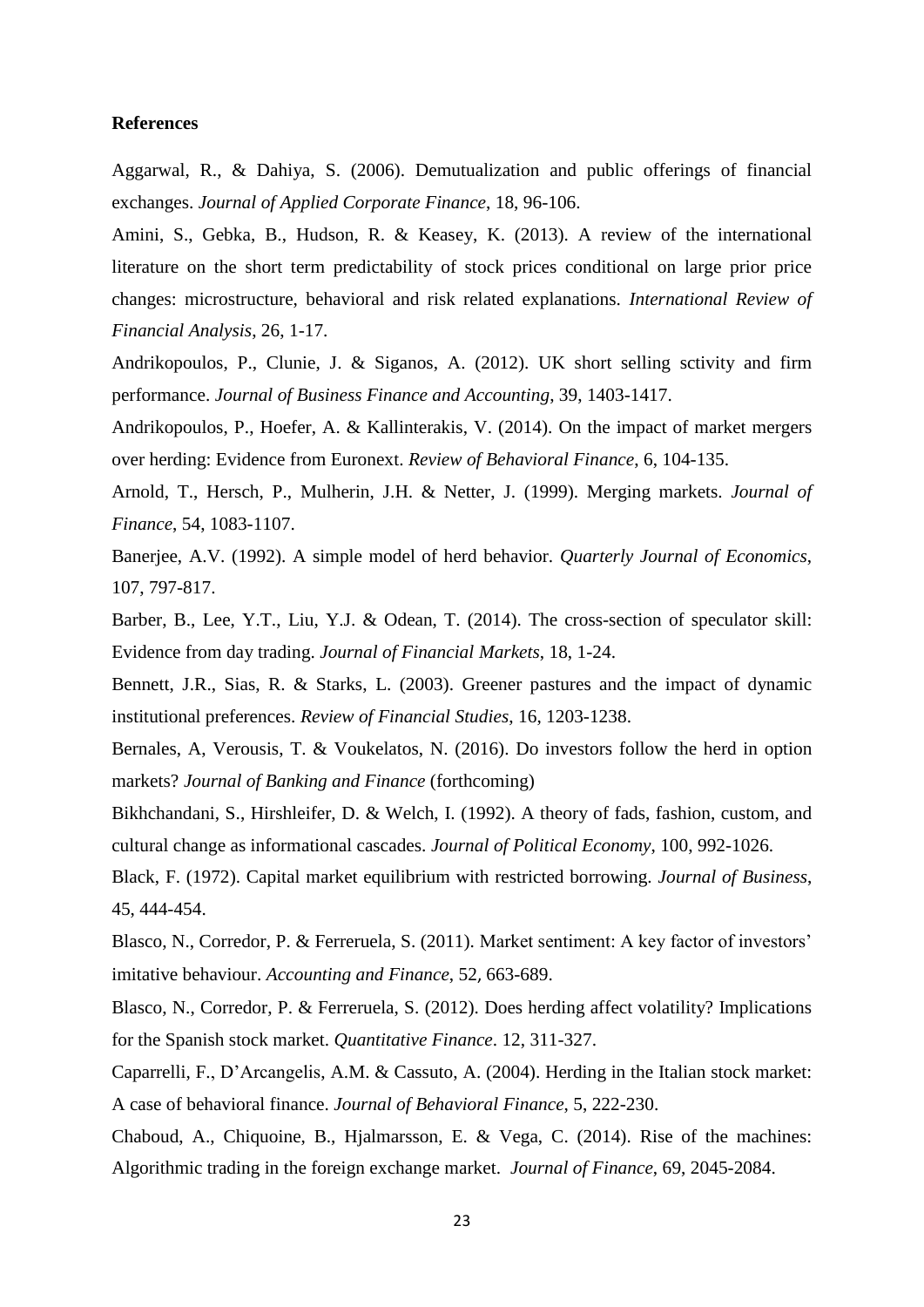## References

Aggarwal, R., & Dahiya, S. (2006). Demutualization and public offerings of financial exchanges. *Journal of Applied Corporate Finance*, 18, 96-106.

Amini, S., Gebka, B., Hudson, R. & Keasey, K. (2013). A review of the international literature on the short term predictability of stock prices conditional on large prior price changes: microstructure, behavioral and risk related explanations. *International Review of Financial Analysis*, 26, 1-17.

Andrikopoulos, P., Clunie, J. & Siganos, A. (2012). UK short selling sctivity and firm performance. *Journal of Business Finance and Accounting*, 39, 1403-1417.

Andrikopoulos, P., Hoefer, A. & Kallinterakis, V. (2014). On the impact of market mergers over herding: Evidence from Euronext. *Review of Behavioral Finance*, 6, 104-135.

Arnold, T., Hersch, P., Mulherin, J.H. & Netter, J. (1999). Merging markets. *Journal of Finance*, 54, 1083-1107.

Banerjee, A.V. (1992). A simple model of herd behavior. *Quarterly Journal of Economics*, 107, 797-817.

Barber, B., Lee, Y.T., Liu, Y.J. & Odean, T. (2014). The cross-section of speculator skill: Evidence from day trading. *Journal of Financial Markets*, 18, 1-24.

Bennett, J.R., Sias, R. & Starks, L. (2003). Greener pastures and the impact of dynamic institutional preferences. *Review of Financial Studies*, 16, 1203-1238.

Bernales, A, Verousis, T. & Voukelatos, N. (2016). Do investors follow the herd in option markets? *Journal of Banking and Finance* (forthcoming)

Bikhchandani, S., Hirshleifer, D. & Welch, I. (1992). A theory of fads, fashion, custom, and cultural change as informational cascades. *Journal of Political Economy*, 100, 992-1026.

Black, F. (1972). Capital market equilibrium with restricted borrowing. *Journal of Business*, 45, 444-454.

Blasco, N., Corredor, P. & Ferreruela, S. (2011). Market sentiment: A key factor of investors' imitative behaviour. *Accounting and Finance*, 52, 663-689.

Blasco, N., Corredor, P. & Ferreruela, S. (2012). Does herding affect volatility? Implications for the Spanish stock market. *Quantitative Finance*. 12, 311-327.

Caparrelli, F., D'Arcangelis, A.M. & Cassuto, A. (2004). Herding in the Italian stock market: A case of behavioral finance. *Journal of Behavioral Finance*, 5, 222-230.

Chaboud, A., Chiquoine, B., Hjalmarsson, E. & Vega, C. (2014). Rise of the machines: Algorithmic trading in the foreign exchange market. *Journal of Finance*, 69, 2045-2084.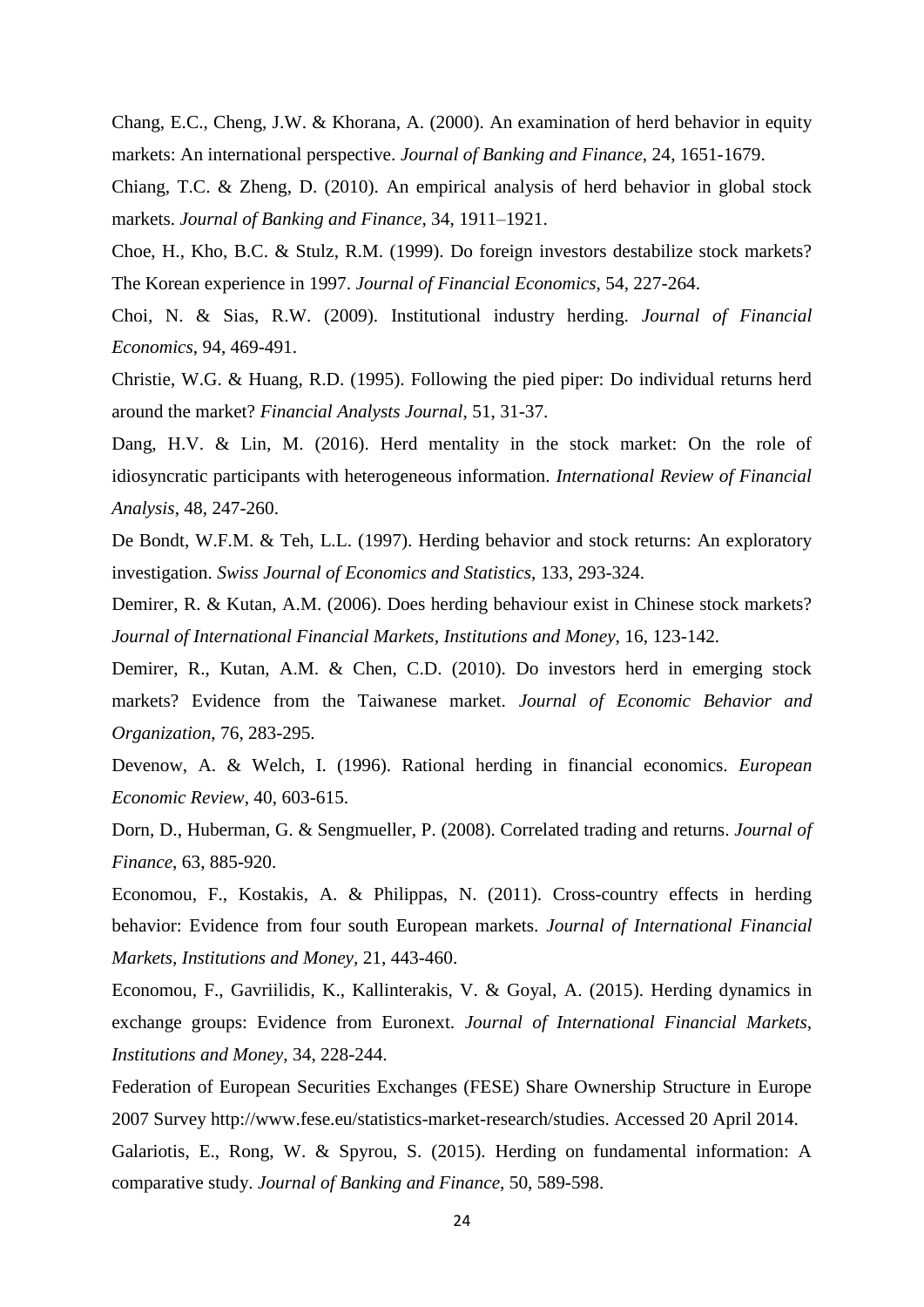Chang, E.C., Cheng, J.W. & Khorana, A. (2000). An examination of herd behavior in equity markets: An international perspective. *Journal of Banking and Finance*, 24, 1651-1679.

Chiang, T.C. & Zheng, D. (2010). An empirical analysis of herd behavior in global stock markets. *Journal of Banking and Finance*, 34, 1911–1921.

Choe, H., Kho, B.C. & Stulz, R.M. (1999). Do foreign investors destabilize stock markets? The Korean experience in 1997. *Journal of Financial Economics*, 54, 227-264.

Choi, N. & Sias, R.W. (2009). Institutional industry herding. *Journal of Financial Economics*, 94, 469-491.

Christie, W.G. & Huang, R.D. (1995). Following the pied piper: Do individual returns herd around the market? *Financial Analysts Journal*, 51, 31-37.

Dang, H.V. & Lin, M. (2016). Herd mentality in the stock market: On the role of idiosyncratic participants with heterogeneous information. *International Review of Financial Analysis*, 48, 247-260.

De Bondt, W.F.M. & Teh, L.L. (1997). Herding behavior and stock returns: An exploratory investigation. *Swiss Journal of Economics and Statistics*, 133, 293-324.

Demirer, R. & Kutan, A.M. (2006). Does herding behaviour exist in Chinese stock markets? *Journal of International Financial Markets, Institutions and Money*, 16, 123-142.

Demirer, R., Kutan, A.M. & Chen, C.D. (2010). Do investors herd in emerging stock markets? Evidence from the Taiwanese market. *Journal of Economic Behavior and Organization*, 76, 283-295.

Devenow, A. & Welch, I. (1996). Rational herding in financial economics. *European Economic Review*, 40, 603-615.

Dorn, D., Huberman, G. & Sengmueller, P. (2008). Correlated trading and returns. *Journal of Finance*, 63, 885-920.

Economou, F., Kostakis, A. & Philippas, N. (2011). Cross-country effects in herding behavior: Evidence from four south European markets. *Journal of International Financial Markets, Institutions and Money*, 21, 443-460.

Economou, F., Gavriilidis, K., Kallinterakis, V. & Goyal, A. (2015). Herding dynamics in exchange groups: Evidence from Euronext. *Journal of International Financial Markets, Institutions and Money*, 34, 228-244.

Federation of European Securities Exchanges (FESE) Share Ownership Structure in Europe 2007 Survey http://www.fese.eu/statistics-market-research/studies. Accessed 20 April 2014.

Galariotis, E., Rong, W. & Spyrou, S. (2015). Herding on fundamental information: A comparative study. *Journal of Banking and Finance*, 50, 589-598.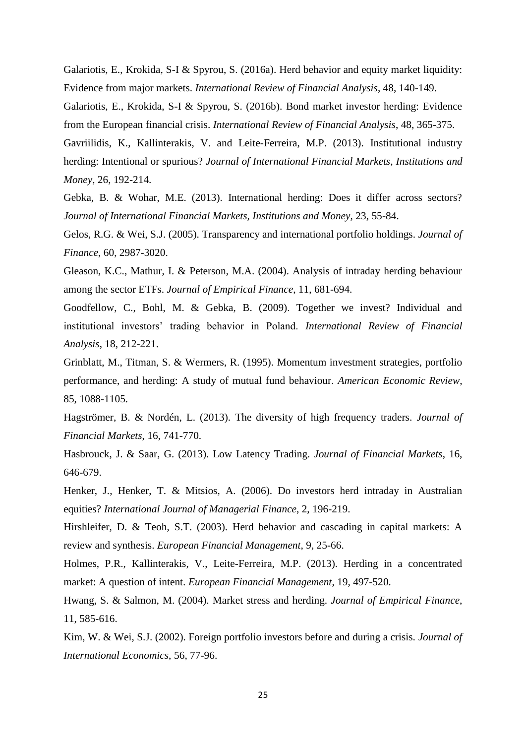Galariotis, E., Krokida, S-I & Spyrou, S. (2016a). Herd behavior and equity market liquidity: Evidence from major markets. *International Review of Financial Analysis*, 48, 140-149.

Galariotis, E., Krokida, S-I & Spyrou, S. (2016b). Bond market investor herding: Evidence from the European financial crisis. *International Review of Financial Analysis*, 48, 365-375.

Gavriilidis, K., Kallinterakis, V. and Leite-Ferreira, M.P. (2013). Institutional industry herding: Intentional or spurious? *Journal of International Financial Markets, Institutions and Money*, 26, 192-214.

Gebka, B. & Wohar, M.E. (2013). International herding: Does it differ across sectors? *Journal of International Financial Markets, Institutions and Money*, 23, 55-84.

Gelos, R.G. & Wei, S.J. (2005). Transparency and international portfolio holdings. *Journal of Finance*, 60, 2987-3020.

Gleason, K.C., Mathur, I. & Peterson, M.A. (2004). Analysis of intraday herding behaviour among the sector ETFs. *Journal of Empirical Finance*, 11, 681-694.

Goodfellow, C., Bohl, M. & Gebka, B. (2009). Together we invest? Individual and institutional investors' trading behavior in Poland. *International Review of Financial Analysis*, 18, 212-221.

Grinblatt, M., Titman, S. & Wermers, R. (1995). Momentum investment strategies, portfolio performance, and herding: A study of mutual fund behaviour. *American Economic Review*, 85, 1088-1105.

Hagströmer, B. & Nordén, L. (2013). The diversity of high frequency traders. *Journal of Financial Markets*, 16, 741-770.

Hasbrouck, J. & Saar, G. (2013). Low Latency Trading. *Journal of Financial Markets*, 16, 646-679.

Henker, J., Henker, T. & Mitsios, A. (2006). Do investors herd intraday in Australian equities? *International Journal of Managerial Finance*, 2, 196-219.

Hirshleifer, D. & Teoh, S.T. (2003). Herd behavior and cascading in capital markets: A review and synthesis. *European Financial Management*, 9, 25-66.

Holmes, P.R., Kallinterakis, V., Leite-Ferreira, M.P. (2013). Herding in a concentrated market: A question of intent. *European Financial Management*, 19, 497-520.

Hwang, S. & Salmon, M. (2004). Market stress and herding. *Journal of Empirical Finance*, 11, 585-616.

Kim, W. & Wei, S.J. (2002). Foreign portfolio investors before and during a crisis. *Journal of International Economics*, 56, 77-96.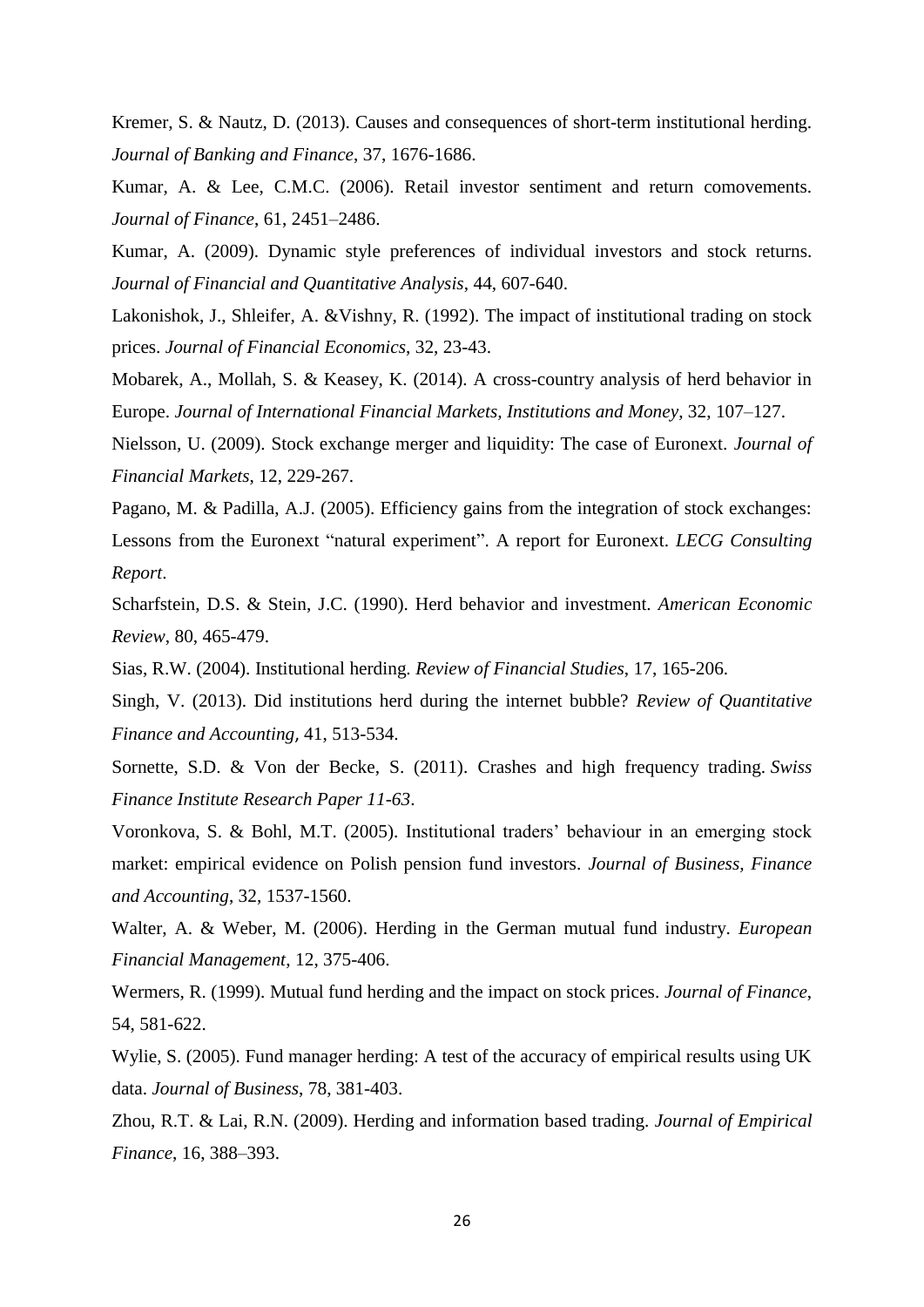Kremer, S. & Nautz, D. (2013). Causes and consequences of short-term institutional herding. *Journal of Banking and Finance*, 37, 1676-1686.

Kumar, A. & Lee, C.M.C. (2006). Retail investor sentiment and return comovements. *Journal of Finance*, 61, 2451–2486.

Kumar, A. (2009). Dynamic style preferences of individual investors and stock returns. *Journal of Financial and Quantitative Analysis*, 44, 607-640.

Lakonishok, J., Shleifer, A. &Vishny, R. (1992). The impact of institutional trading on stock prices. *Journal of Financial Economics*, 32, 23-43.

Mobarek, A., Mollah, S. & Keasey, K. (2014). A cross-country analysis of herd behavior in Europe. *Journal of International Financial Markets, Institutions and Money*, 32, 107–127.

Nielsson, U. (2009). Stock exchange merger and liquidity: The case of Euronext. *Journal of Financial Markets*, 12, 229-267.

Pagano, M. & Padilla, A.J. (2005). Efficiency gains from the integration of stock exchanges: Lessons from the Euronext "natural experiment". A report for Euronext. *LECG Consulting Report*.

Scharfstein, D.S. & Stein, J.C. (1990). Herd behavior and investment. *American Economic Review*, 80, 465-479.

Sias, R.W. (2004). Institutional herding. *Review of Financial Studies*, 17, 165-206.

Singh, V. (2013). Did institutions herd during the internet bubble? *Review of Quantitative Finance and Accounting*, 41, 513-534.

Sornette, S.D. & Von der Becke, S. (2011). Crashes and high frequency trading. *Swiss Finance Institute Research Paper 11-63*.

Voronkova, S. & Bohl, M.T. (2005). Institutional traders' behaviour in an emerging stock market: empirical evidence on Polish pension fund investors. *Journal of Business, Finance and Accounting*, 32, 1537-1560.

Walter, A. & Weber, M. (2006). Herding in the German mutual fund industry. *European Financial Management*, 12, 375-406.

Wermers, R. (1999). Mutual fund herding and the impact on stock prices. *Journal of Finance*, 54, 581-622.

Wylie, S. (2005). Fund manager herding: A test of the accuracy of empirical results using UK data. *Journal of Business*, 78, 381-403.

Zhou, R.T. & Lai, R.N. (2009). Herding and information based trading. *Journal of Empirical Finance*, 16, 388–393.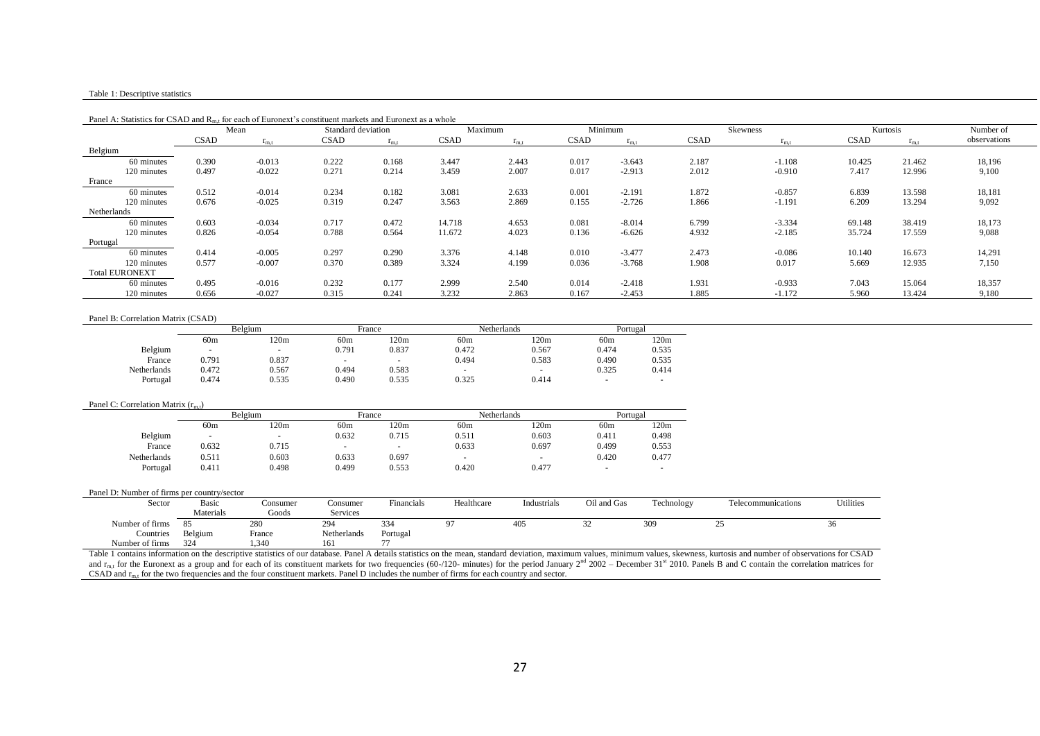Table 1: Descriptive statistics

Panel A: Statistics for CSAD and $R_{m,t}$ for each of Euronext's constituent markets and Euronext as a whole

| | Mean | | Standard deviation | | Maximum | | Minimum | | Skewness | | Kurtosis | | Number of |
|---|---|---|---|---|---|---|---|---|---|---|---|---|---|
| | CSAD | $r_{m,t}$ | CSAD | $r_{m,t}$ | CSAD | $r_{m,t}$ | CSAD | $r_{m,t}$ | CSAD | $r_{m,t}$ | CSAD | $r_{m,t}$ | observations |
| Belgium | | | | | | | | | | | | | |
| 60 minutes | 0.390 | -0.013 | 0.222 | 0.168 | 3.447 | 2.443 | 0.017 | -3.643 | 2.187 | -1.108 | 10.425 | 21.462 | 18,196 |
| 120 minutes | 0.497 | -0.022 | 0.271 | 0.214 | 3.459 | 2.007 | 0.017 | -2.913 | 2.012 | -0.910 | 7.417 | 12.996 | 9,100 |
| France | | | | | | | | | | | | | |
| 60 minutes | 0.512 | -0.014 | 0.234 | 0.182 | 3.081 | 2.633 | 0.001 | -2.191 | 1.872 | -0.857 | 6.839 | 13.598 | 18,181 |
| 120 minutes | 0.676 | -0.025 | 0.319 | 0.247 | 3.563 | 2.869 | 0.155 | -2.726 | 1.866 | -1.191 | 6.209 | 13.294 | 9,092 |
| Netherlands | | | | | | | | | | | | | |
| 60 minutes | 0.603 | -0.034 | 0.717 | 0.472 | 14.718 | 4.653 | 0.081 | -8.014 | 6.799 | -3.334 | 69.148 | 38.419 | 18,173 |
| 120 minutes | 0.826 | -0.054 | 0.788 | 0.564 | 11.672 | 4.023 | 0.136 | -6.626 | 4.932 | -2.185 | 35.724 | 17.559 | 9,088 |
| Portugal | | | | | | | | | | | | | |
| 60 minutes | 0.414 | -0.005 | 0.297 | 0.290 | 3.376 | 4.148 | 0.010 | -3.477 | 2.473 | -0.086 | 10.140 | 16.673 | 14,291 |
| 120 minutes | 0.577 | -0.007 | 0.370 | 0.389 | 3.324 | 4.199 | 0.036 | -3.768 | 1.908 | 0.017 | 5.669 | 12.935 | 7,150 |
| Total EURONEXT | | | | | | | | | | | | | |
| 60 minutes | 0.495 | -0.016 | 0.232 | 0.177 | 2.999 | 2.540 | 0.014 | -2.418 | 1.931 | -0.933 | 7.043 | 15.064 | 18,357 |
| 120 minutes | 0.656 | -0.027 | 0.315 | 0.241 | 3.232 | 2.863 | 0.167 | -2.453 | 1.885 | -1.172 | 5.960 | 13.424 | 9,180 |

Panel B: Correlation Matrix (CSAD)

| | Belgium | | France | | Netherlands | | Portugal | |
|---|---|---|---|---|---|---|---|---|
| | 60m | 120m | 60m | 120m | 60m | 120m | 60m | 120m |
| Belgium | - | - | 0.791 | 0.837 | 0.472 | 0.567 | 0.474 | 0.535 |
| France | 0.791 | 0.837 | - | - | 0.494 | 0.583 | 0.490 | 0.535 |
| Netherlands | 0.472 | 0.567 | 0.494 | 0.583 | - | - | 0.325 | 0.414 |
| Portugal | 0.474 | 0.535 | 0.490 | 0.535 | 0.325 | 0.414 | - | - |

Panel C: Correlation Matrix ($r_{m,t}$)

| | Belgium | | France | | Netherlands | | Portugal | |
|---|---|---|---|---|---|---|---|---|
| | 60m | 120m | 60m | 120m | 60m | 120m | 60m | 120m |
| Belgium | - | - | 0.632 | 0.715 | 0.511 | 0.603 | 0.411 | 0.498 |
| France | 0.632 | 0.715 | - | - | 0.633 | 0.697 | 0.499 | 0.553 |
| Netherlands | 0.511 | 0.603 | 0.633 | 0.697 | - | - | 0.420 | 0.477 |
| Portugal | 0.411 | 0.498 | 0.499 | 0.553 | 0.420 | 0.477 | - | - |

Panel D: Number of firms per country/sector

| Sector | Basic Materials | Consumer Goods | Consumer Services | Financials | Healthcare | Industrials | Oil and Gas | Technology | Telecommunications | Utilities |
|---|---|---|---|---|---|---|---|---|---|---|
| Number of firms | 85 | 280 | 294 | 334 | 97 | 405 | 32 | 309 | 25 | 36 |
| Countries | Belgium | France | Netherlands | Portugal | | | | | | |
| Number of firms | 324 | 1,340 | 161 | 77 | | | | | | |

Table 1 contains information on the descriptive statistics of our database. Panel A details statistics on the mean, standard deviation, maximum values, minimum values, skewness, kurtosis and number of observations for CSAD and $r_{m,t}$ for the Euronext as a group and for each of its constituent markets for two frequencies (60-/120- minutes) for the period January 2[nd] 2002 – December 31[st] 2010. Panels B and C contain the correlation matrices for CSAD and $r_{m,t}$ for the two frequencies and the four constituent markets. Panel D includes the number of firms for each country and sector.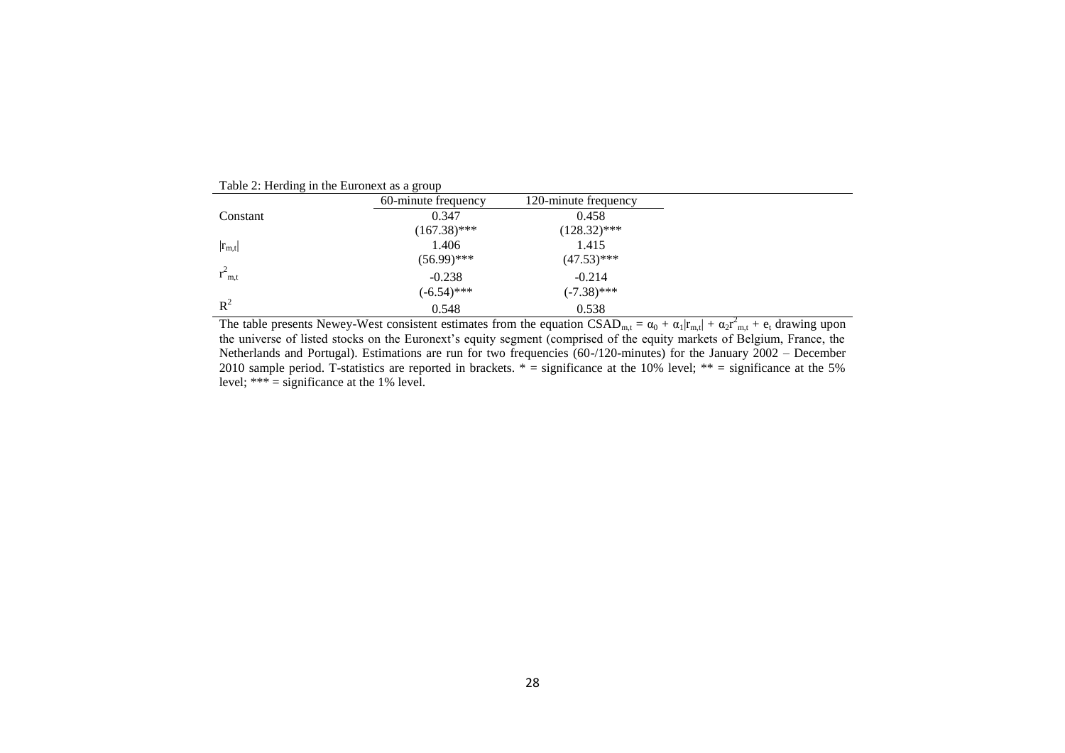Table 2: Herding in the Euronext as a group

| | 60-minute frequency | 120-minute frequency |
|---|---|---|
| Constant | 0.347 | 0.458 |
| | (167.38)*** | (128.32)*** |
| $\lvert r_{m,t} \rvert$ | 1.406 | 1.415 |
| | (56.99)*** | (47.53)*** |
| $r^2_{m,t}$ | -0.238 | -0.214 |
| | (-6.54)*** | (-7.38)*** |
| $R^2$ | 0.548 | 0.538 |

The table presents Newey-West consistent estimates from the equation $CSAD_{m,t} = \alpha_0 + \alpha_1|r_{m,t}| + \alpha_2 r^2_{m,t} + e_t$ drawing upon the universe of listed stocks on the Euronext's equity segment (comprised of the equity markets of Belgium, France, the Netherlands and Portugal). Estimations are run for two frequencies (60-/120-minutes) for the January 2002 – December 2010 sample period. T-statistics are reported in brackets. * = significance at the 10% level; ** = significance at the 5% level; *** = significance at the 1% level.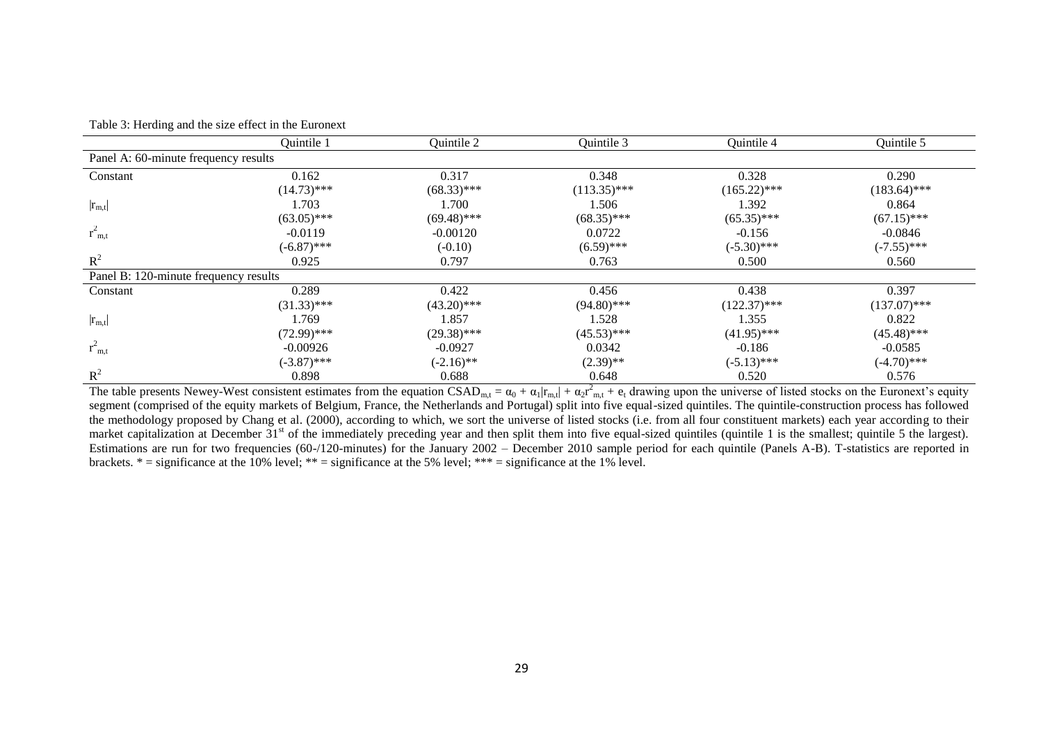Table 3: Herding and the size effect in the Euronext

| | Quintile 1 | Quintile 2 | Quintile 3 | Quintile 4 | Quintile 5 |
|---|---|---|---|---|---|
| Panel A: 60-minute frequency results | | | | | |
| Constant | 0.162 | 0.317 | 0.348 | 0.328 | 0.290 |
| | (14.73)*** | (68.33)*** | (113.35)*** | (165.22)*** | (183.64)*** |
| $\|r_{m,t}\|$ | 1.703 | 1.700 | 1.506 | 1.392 | 0.864 |
| | (63.05)*** | (69.48)*** | (68.35)*** | (65.35)*** | (67.15)*** |
| $r^2_{m,t}$ | -0.0119 | -0.00120 | 0.0722 | -0.156 | -0.0846 |
| | (-6.87)*** | (-0.10) | (6.59)*** | (-5.30)*** | (-7.55)*** |
| $R^2$ | 0.925 | 0.797 | 0.763 | 0.500 | 0.560 |
| Panel B: 120-minute frequency results | | | | | |
| Constant | 0.289 | 0.422 | 0.456 | 0.438 | 0.397 |
| | (31.33)*** | (43.20)*** | (94.80)*** | (122.37)*** | (137.07)*** |
| $\|r_{m,t}\|$ | 1.769 | 1.857 | 1.528 | 1.355 | 0.822 |
| | (72.99)*** | (29.38)*** | (45.53)*** | (41.95)*** | (45.48)*** |
| $r^2_{m,t}$ | -0.00926 | -0.0927 | 0.0342 | -0.186 | -0.0585 |
| | (-3.87)*** | (-2.16)** | (2.39)** | (-5.13)*** | (-4.70)*** |
| $R^2$ | 0.898 | 0.688 | 0.648 | 0.520 | 0.576 |

The table presents Newey-West consistent estimates from the equation $CSAD_{m,t} = \alpha_0 + \alpha_1|r_{m,t}| + \alpha_2 r^2_{m,t} + e_t$ drawing upon the universe of listed stocks on the Euronext's equity segment (comprised of the equity markets of Belgium, France, the Netherlands and Portugal) split into five equal-sized quintiles. The quintile-construction process has followed the methodology proposed by Chang et al. (2000), according to which, we sort the universe of listed stocks (i.e. from all four constituent markets) each year according to their market capitalization at December 31st of the immediately preceding year and then split them into five equal-sized quintiles (quintile 1 is the smallest; quintile 5 the largest). Estimations are run for two frequencies (60-/120-minutes) for the January 2002 – December 2010 sample period for each quintile (Panels A-B). T-statistics are reported in brackets. * = significance at the 10% level; ** = significance at the 5% level; *** = significance at the 1% level.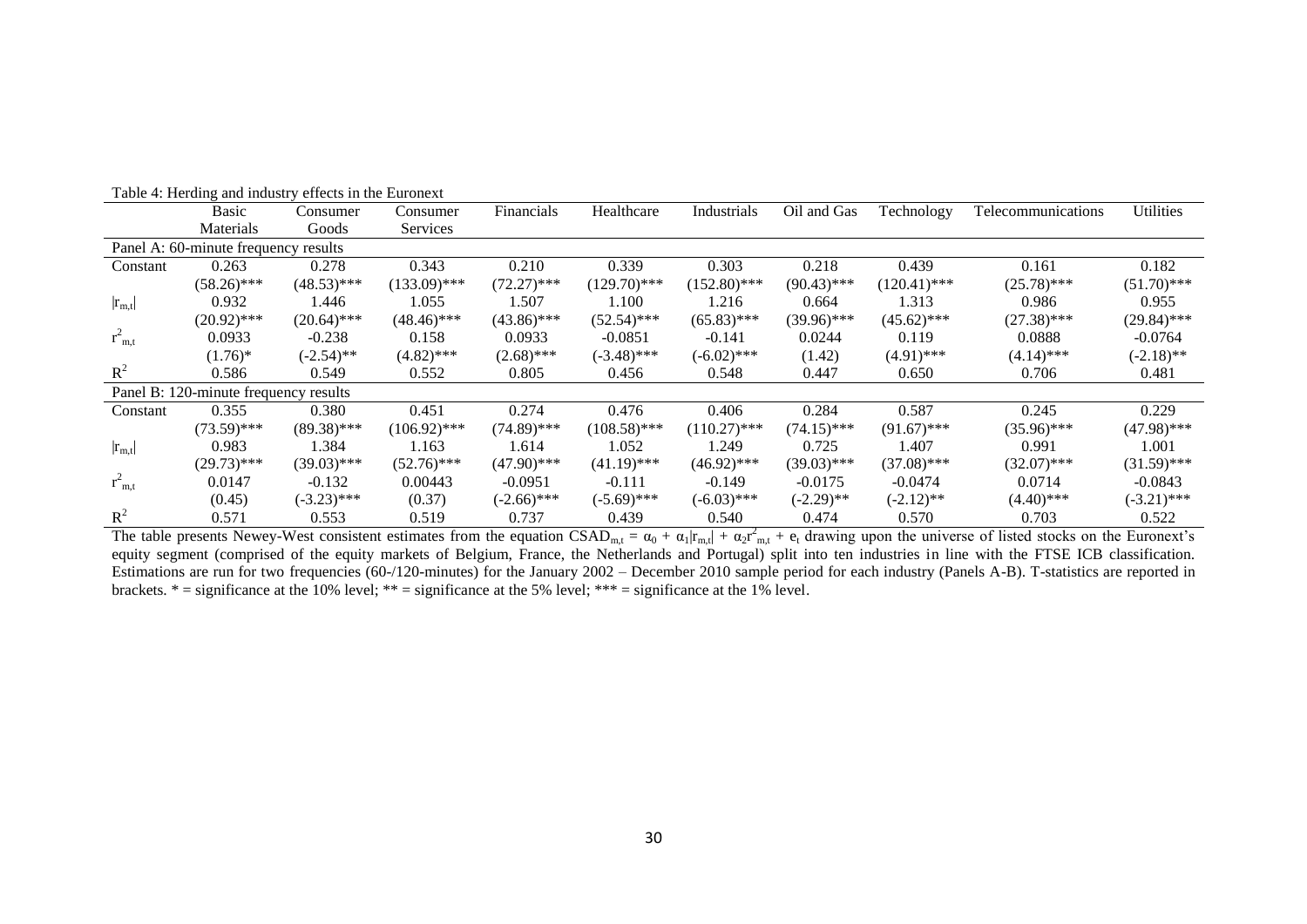Table 4: Herding and industry effects in the Euronext

| | Basic Materials | Consumer Goods | Consumer Services | Financials | Healthcare | Industrials | Oil and Gas | Technology | Telecommunications | Utilities |
|---|---|---|---|---|---|---|---|---|---|---|
| **Panel A: 60-minute frequency results** | | | | | | | | | | |
| Constant | 0.263 | 0.278 | 0.343 | 0.210 | 0.339 | 0.303 | 0.218 | 0.439 | 0.161 | 0.182 |
| | (58.26)*** | (48.53)*** | (133.09)*** | (72.27)*** | (129.70)*** | (152.80)*** | (90.43)*** | (120.41)*** | (25.78)*** | (51.70)*** |
| $\lvert r_{m,t}\rvert$ | 0.932 | 1.446 | 1.055 | 1.507 | 1.100 | 1.216 | 0.664 | 1.313 | 0.986 | 0.955 |
| | (20.92)*** | (20.64)*** | (48.46)*** | (43.86)*** | (52.54)*** | (65.83)*** | (39.96)*** | (45.62)*** | (27.38)*** | (29.84)*** |
| $r^2_{m,t}$ | 0.0933 | -0.238 | 0.158 | 0.0933 | -0.0851 | -0.141 | 0.0244 | 0.119 | 0.0888 | -0.0764 |
| | (1.76)* | (-2.54)** | (4.82)*** | (2.68)*** | (-3.48)*** | (-6.02)*** | (1.42) | (4.91)*** | (4.14)*** | (-2.18)** |
| $R^2$ | 0.586 | 0.549 | 0.552 | 0.805 | 0.456 | 0.548 | 0.447 | 0.650 | 0.706 | 0.481 |
| **Panel B: 120-minute frequency results** | | | | | | | | | | |
| Constant | 0.355 | 0.380 | 0.451 | 0.274 | 0.476 | 0.406 | 0.284 | 0.587 | 0.245 | 0.229 |
| | (73.59)*** | (89.38)*** | (106.92)*** | (74.89)*** | (108.58)*** | (110.27)*** | (74.15)*** | (91.67)*** | (35.96)*** | (47.98)*** |
| $\lvert r_{m,t}\rvert$ | 0.983 | 1.384 | 1.163 | 1.614 | 1.052 | 1.249 | 0.725 | 1.407 | 0.991 | 1.001 |
| | (29.73)*** | (39.03)*** | (52.76)*** | (47.90)*** | (41.19)*** | (46.92)*** | (39.03)*** | (37.08)*** | (32.07)*** | (31.59)*** |
| $r^2_{m,t}$ | 0.0147 | -0.132 | 0.00443 | -0.0951 | -0.111 | -0.149 | -0.0175 | -0.0474 | 0.0714 | -0.0843 |
| | (0.45) | (-3.23)*** | (0.37) | (-2.66)*** | (-5.69)*** | (-6.03)*** | (-2.29)** | (-2.12)** | (4.40)*** | (-3.21)*** |
| $R^2$ | 0.571 | 0.553 | 0.519 | 0.737 | 0.439 | 0.540 | 0.474 | 0.570 | 0.703 | 0.522 |

The table presents Newey-West consistent estimates from the equation $CSAD_{m,t} = \alpha_0 + \alpha_1|r_{m,t}| + \alpha_2 r^2_{m,t} + e_t$ drawing upon the universe of listed stocks on the Euronext's equity segment (comprised of the equity markets of Belgium, France, the Netherlands and Portugal) split into ten industries in line with the FTSE ICB classification. Estimations are run for two frequencies (60-/120-minutes) for the January 2002 – December 2010 sample period for each industry (Panels A-B). T-statistics are reported in brackets. * = significance at the 10% level; ** = significance at the 5% level; *** = significance at the 1% level.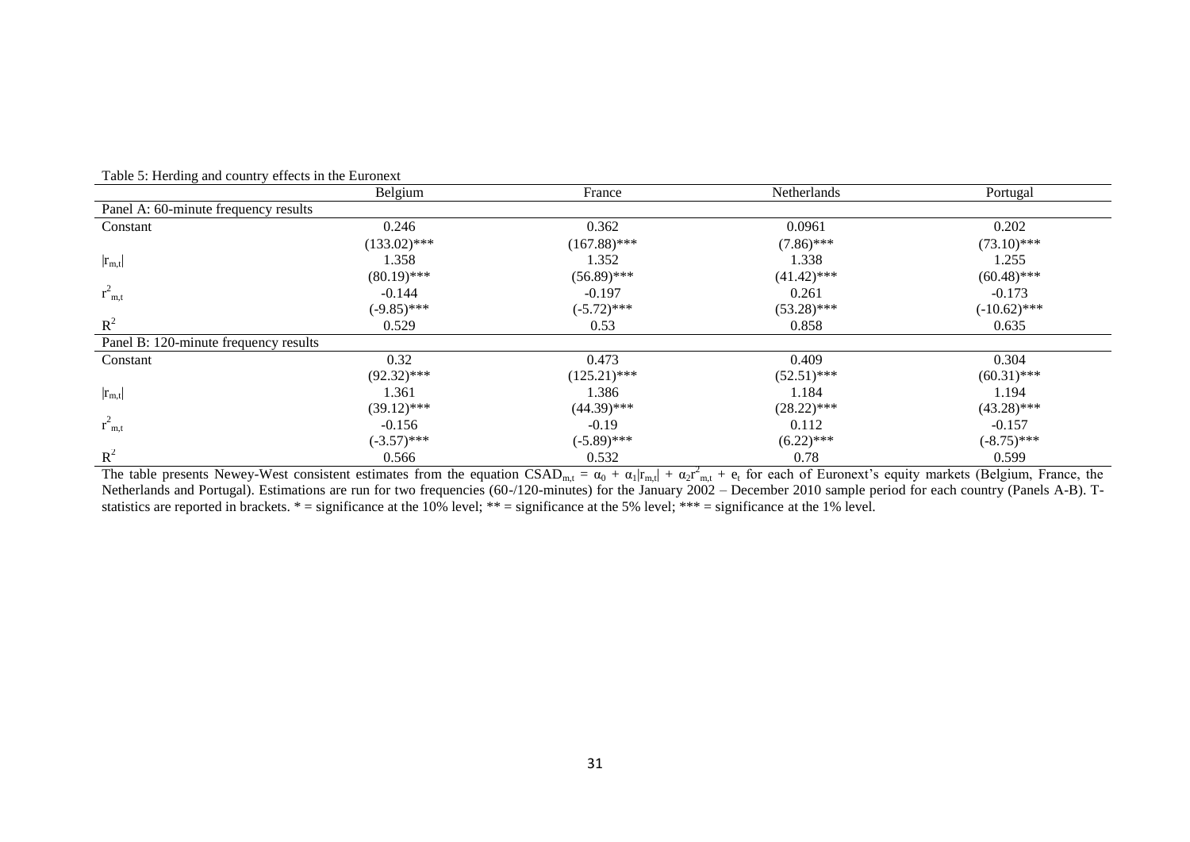Table 5: Herding and country effects in the Euronext

| | Belgium | France | Netherlands | Portugal |
|---|---|---|---|---|
| Panel A: 60-minute frequency results | | | | |
| Constant | 0.246 | 0.362 | 0.0961 | 0.202 |
| | (133.02)*** | (167.88)*** | (7.86)*** | (73.10)*** |
| $\|r_{m,t}\|$ | 1.358 | 1.352 | 1.338 | 1.255 |
| | (80.19)*** | (56.89)*** | (41.42)*** | (60.48)*** |
| $r^2_{m,t}$ | -0.144 | -0.197 | 0.261 | -0.173 |
| | (-9.85)*** | (-5.72)*** | (53.28)*** | (-10.62)*** |
| $R^2$ | 0.529 | 0.53 | 0.858 | 0.635 |
| Panel B: 120-minute frequency results | | | | |
| Constant | 0.32 | 0.473 | 0.409 | 0.304 |
| | (92.32)*** | (125.21)*** | (52.51)*** | (60.31)*** |
| $\|r_{m,t}\|$ | 1.361 | 1.386 | 1.184 | 1.194 |
| | (39.12)*** | (44.39)*** | (28.22)*** | (43.28)*** |
| $r^2_{m,t}$ | -0.156 | -0.19 | 0.112 | -0.157 |
| | (-3.57)*** | (-5.89)*** | (6.22)*** | (-8.75)*** |
| $R^2$ | 0.566 | 0.532 | 0.78 | 0.599 |

The table presents Newey-West consistent estimates from the equation $CSAD_{m,t} = \alpha_0 + \alpha_1|r_{m,t}| + \alpha_2 r^2_{m,t} + e_t$ for each of Euronext's equity markets (Belgium, France, the Netherlands and Portugal). Estimations are run for two frequencies (60-/120-minutes) for the January 2002 – December 2010 sample period for each country (Panels A-B). T-statistics are reported in brackets. * = significance at the 10% level; ** = significance at the 5% level; *** = significance at the 1% level.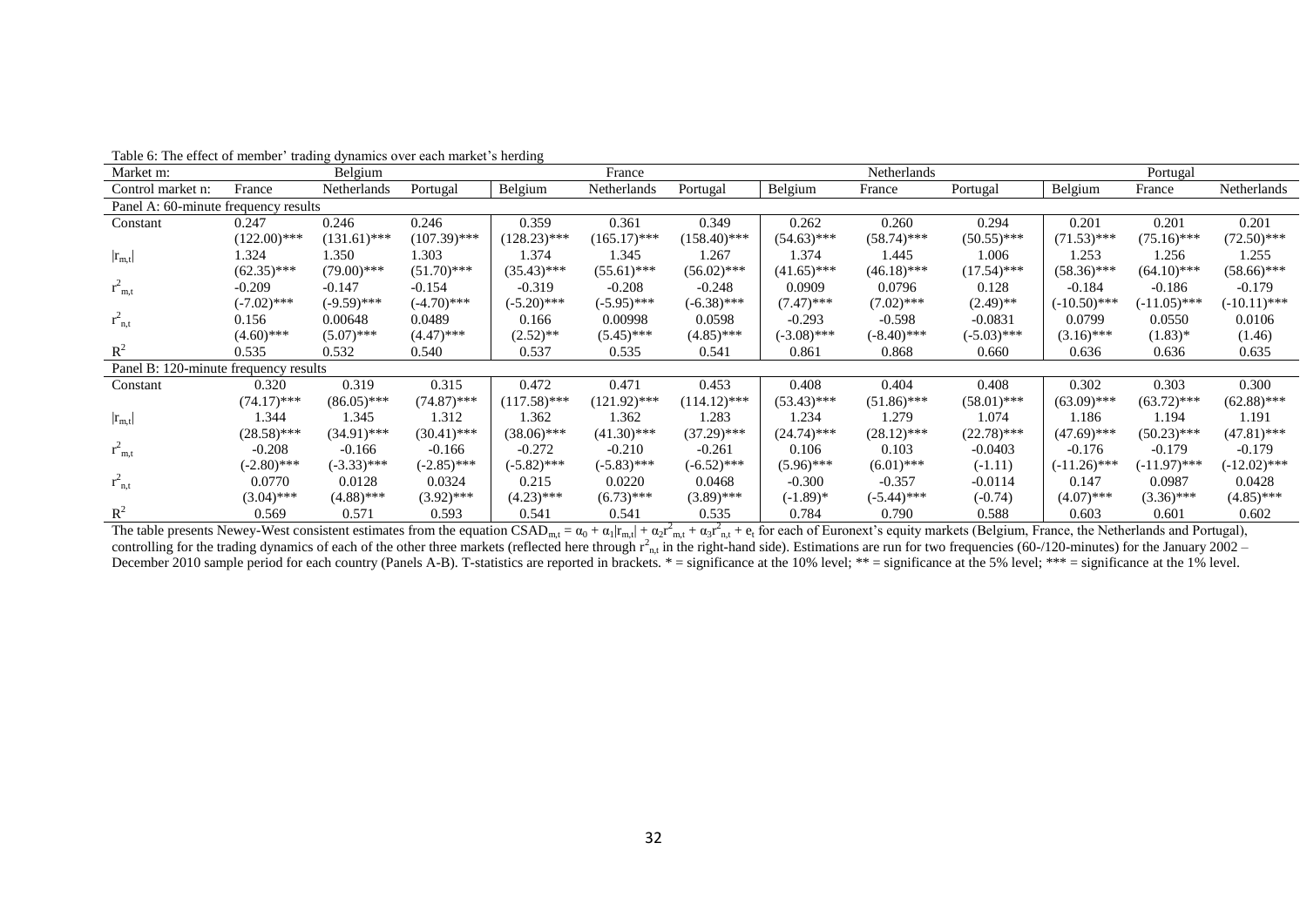Table 6: The effect of member' trading dynamics over each market's herding

| Market m: | Belgium | | | France | | | Netherlands | | | Portugal | | |
|---|---|---|---|---|---|---|---|---|---|---|---|---|
| Control market n: | France | Netherlands | Portugal | Belgium | Netherlands | Portugal | Belgium | France | Portugal | Belgium | France | Netherlands |
| Panel A: 60-minute frequency results | | | | | | | | | | | | |
| Constant | 0.247 | 0.246 | 0.246 | 0.359 | 0.361 | 0.349 | 0.262 | 0.260 | 0.294 | 0.201 | 0.201 | 0.201 |
| | (122.00)*** | (131.61)*** | (107.39)*** | (128.23)*** | (165.17)*** | (158.40)*** | (54.63)*** | (58.74)*** | (50.55)*** | (71.53)*** | (75.16)*** | (72.50)*** |
| $\|r_{m,t}\|$ | 1.324 | 1.350 | 1.303 | 1.374 | 1.345 | 1.267 | 1.374 | 1.445 | 1.006 | 1.253 | 1.256 | 1.255 |
| | (62.35)*** | (79.00)*** | (51.70)*** | (35.43)*** | (55.61)*** | (56.02)*** | (41.65)*** | (46.18)*** | (17.54)*** | (58.36)*** | (64.10)*** | (58.66)*** |
| $r^2_{m,t}$ | -0.209 | -0.147 | -0.154 | -0.319 | -0.208 | -0.248 | 0.0909 | 0.0796 | 0.128 | -0.184 | -0.186 | -0.179 |
| | (-7.02)*** | (-9.59)*** | (-4.70)*** | (-5.20)*** | (-5.95)*** | (-6.38)*** | (7.47)*** | (7.02)*** | (2.49)** | (-10.50)*** | (-11.05)*** | (-10.11)*** |
| $r^2_{n,t}$ | 0.156 | 0.00648 | 0.0489 | 0.166 | 0.00998 | 0.0598 | -0.293 | -0.598 | -0.0831 | 0.0799 | 0.0550 | 0.0106 |
| | (4.60)*** | (5.07)*** | (4.47)*** | (2.52)** | (5.45)*** | (4.85)*** | (-3.08)*** | (-8.40)*** | (-5.03)*** | (3.16)*** | (1.83)* | (1.46) |
| $R^2$ | 0.535 | 0.532 | 0.540 | 0.537 | 0.535 | 0.541 | 0.861 | 0.868 | 0.660 | 0.636 | 0.636 | 0.635 |
| Panel B: 120-minute frequency results | | | | | | | | | | | | |
| Constant | 0.320 | 0.319 | 0.315 | 0.472 | 0.471 | 0.453 | 0.408 | 0.404 | 0.408 | 0.302 | 0.303 | 0.300 |
| | (74.17)*** | (86.05)*** | (74.87)*** | (117.58)*** | (121.92)*** | (114.12)*** | (53.43)*** | (51.86)*** | (58.01)*** | (63.09)*** | (63.72)*** | (62.88)*** |
| $\|r_{m,t}\|$ | 1.344 | 1.345 | 1.312 | 1.362 | 1.362 | 1.283 | 1.234 | 1.279 | 1.074 | 1.186 | 1.194 | 1.191 |
| | (28.58)*** | (34.91)*** | (30.41)*** | (38.06)*** | (41.30)*** | (37.29)*** | (24.74)*** | (28.12)*** | (22.78)*** | (47.69)*** | (50.23)*** | (47.81)*** |
| $r^2_{m,t}$ | -0.208 | -0.166 | -0.166 | -0.272 | -0.210 | -0.261 | 0.106 | 0.103 | -0.0403 | -0.176 | -0.179 | -0.179 |
| | (-2.80)*** | (-3.33)*** | (-2.85)*** | (-5.82)*** | (-5.83)*** | (-6.52)*** | (5.96)*** | (6.01)*** | (-1.11) | (-11.26)*** | (-11.97)*** | (-12.02)*** |
| $r^2_{n,t}$ | 0.0770 | 0.0128 | 0.0324 | 0.215 | 0.0220 | 0.0468 | -0.300 | -0.357 | -0.0114 | 0.147 | 0.0987 | 0.0428 |
| | (3.04)*** | (4.88)*** | (3.92)*** | (4.23)*** | (6.73)*** | (3.89)*** | (-1.89)* | (-5.44)*** | (-0.74) | (4.07)*** | (3.36)*** | (4.85)*** |
| $R^2$ | 0.569 | 0.571 | 0.593 | 0.541 | 0.541 | 0.535 | 0.784 | 0.790 | 0.588 | 0.603 | 0.601 | 0.602 |

The table presents Newey-West consistent estimates from the equation $CSAD_{m,t} = \alpha_0 + \alpha_1|r_{m,t}| + \alpha_2 r^2_{m,t} + \alpha_3 r^2_{n,t} + e_t$ for each of Euronext's equity markets (Belgium, France, the Netherlands and Portugal), controlling for the trading dynamics of each of the other three markets (reflected here through $r^2_{n,t}$ in the right-hand side). Estimations are run for two frequencies (60-/120-minutes) for the January 2002 – December 2010 sample period for each country (Panels A-B). T-statistics are reported in brackets. * = significance at the 10% level; ** = significance at the 5% level; *** = significance at the 1% level.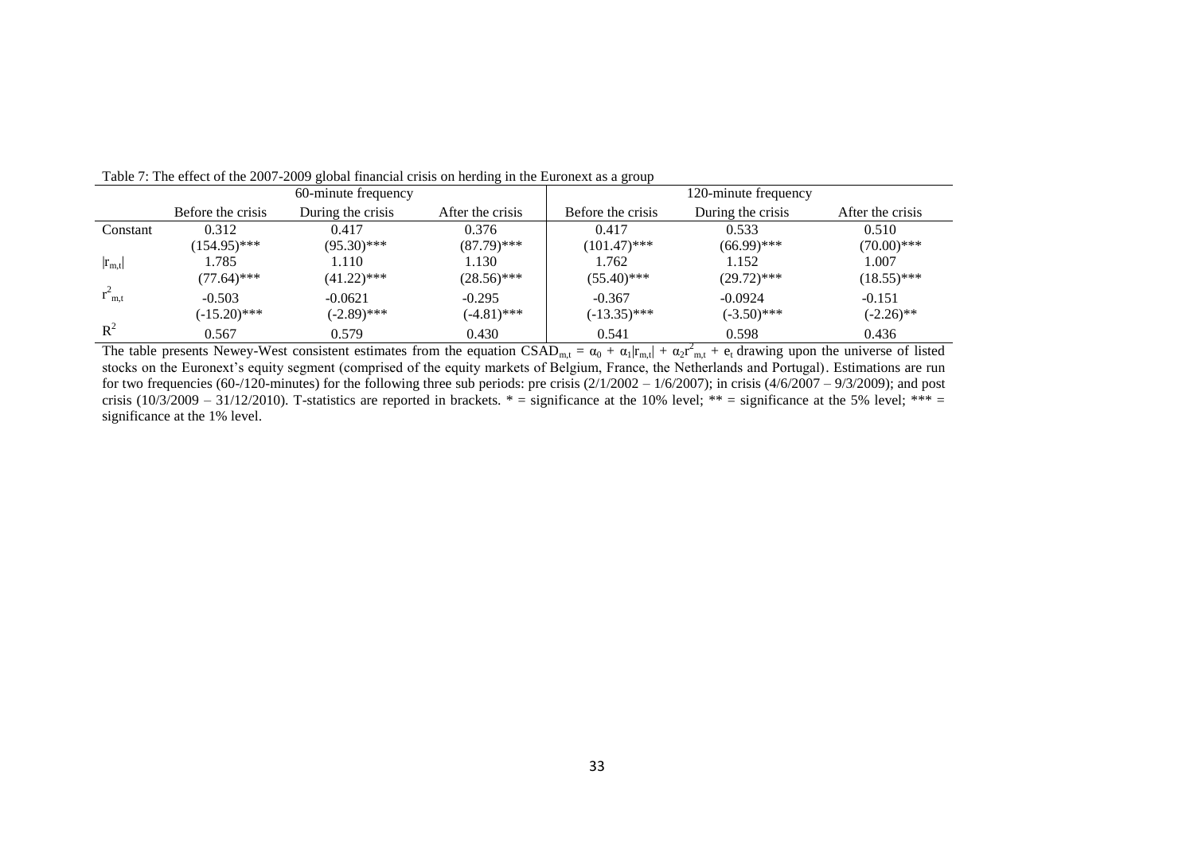Table 7: The effect of the 2007-2009 global financial crisis on herding in the Euronext as a group

| | 60-minute frequency | | | 120-minute frequency | | |
|---|---|---|---|---|---|---|
| | Before the crisis | During the crisis | After the crisis | Before the crisis | During the crisis | After the crisis |
| Constant | 0.312 | 0.417 | 0.376 | 0.417 | 0.533 | 0.510 |
| | (154.95)*** | (95.30)*** | (87.79)*** | (101.47)*** | (66.99)*** | (70.00)*** |
| $\|r_{m,t}\|$ | 1.785 | 1.110 | 1.130 | 1.762 | 1.152 | 1.007 |
| | (77.64)*** | (41.22)*** | (28.56)*** | (55.40)*** | (29.72)*** | (18.55)*** |
| $r^2_{m,t}$ | -0.503 | -0.0621 | -0.295 | -0.367 | -0.0924 | -0.151 |
| | (-15.20)*** | (-2.89)*** | (-4.81)*** | (-13.35)*** | (-3.50)*** | (-2.26)** |
| $R^2$ | 0.567 | 0.579 | 0.430 | 0.541 | 0.598 | 0.436 |

The table presents Newey-West consistent estimates from the equation $CSAD_{m,t} = \alpha_0 + \alpha_1|r_{m,t}| + \alpha_2 r^2_{m,t} + e_t$ drawing upon the universe of listed stocks on the Euronext's equity segment (comprised of the equity markets of Belgium, France, the Netherlands and Portugal). Estimations are run for two frequencies (60-/120-minutes) for the following three sub periods: pre crisis (2/1/2002 – 1/6/2007); in crisis (4/6/2007 – 9/3/2009); and post crisis (10/3/2009 – 31/12/2010). T-statistics are reported in brackets. * = significance at the 10% level; ** = significance at the 5% level; *** = significance at the 1% level.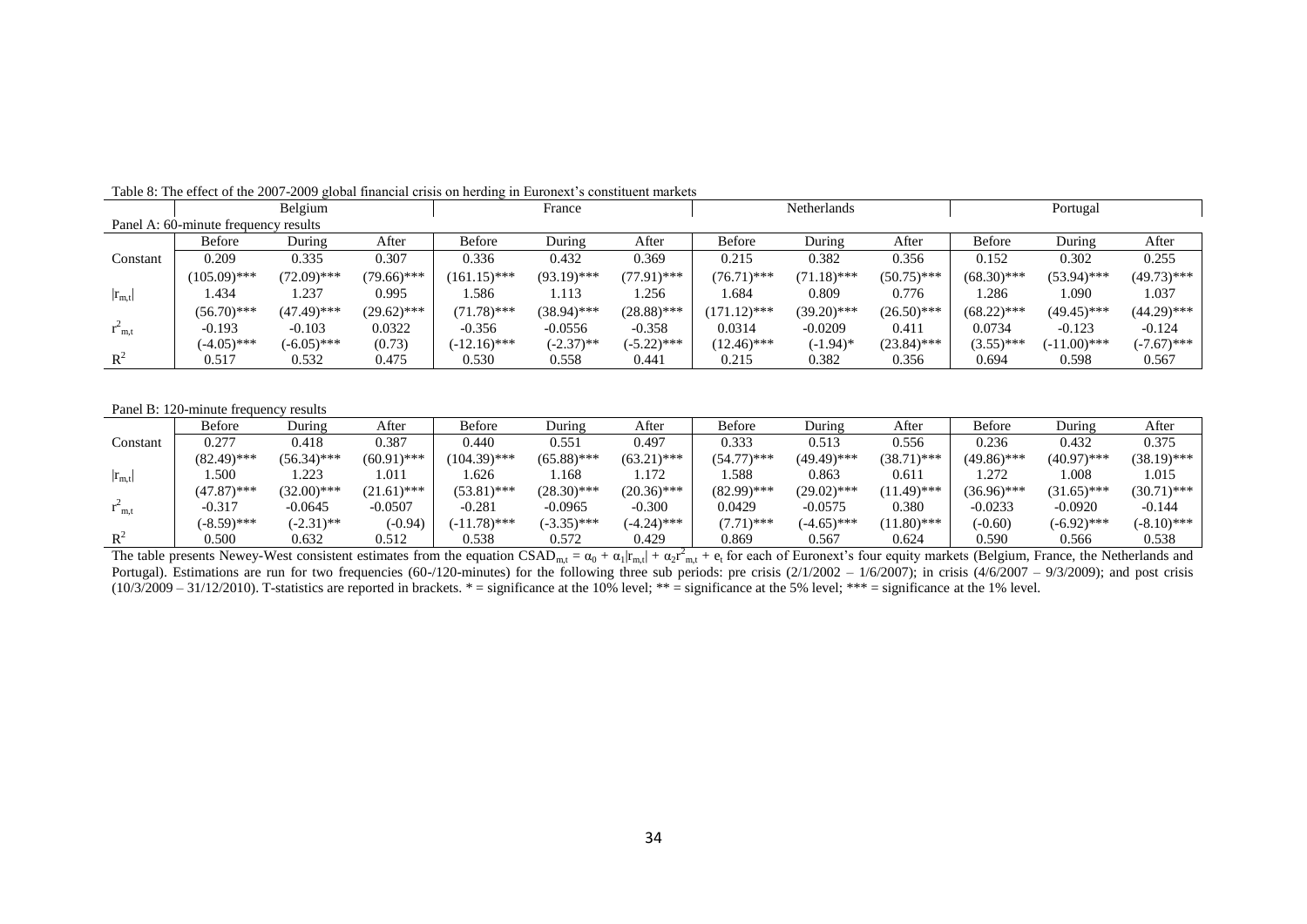Table 8: The effect of the 2007-2009 global financial crisis on herding in Euronext's constituent markets

| | Belgium | | | France | | | Netherlands | | | Portugal | | |
|---|---|---|---|---|---|---|---|---|---|---|---|---|
| Panel A: 60-minute frequency results | | | | | | | | | | | | |
| | Before | During | After | Before | During | After | Before | During | After | Before | During | After |
| Constant | 0.209 | 0.335 | 0.307 | 0.336 | 0.432 | 0.369 | 0.215 | 0.382 | 0.356 | 0.152 | 0.302 | 0.255 |
| | (105.09)*** | (72.09)*** | (79.66)*** | (161.15)*** | (93.19)*** | (77.91)*** | (76.71)*** | (71.18)*** | (50.75)*** | (68.30)*** | (53.94)*** | (49.73)*** |
| $\lvert r_{m,t}\rvert$ | 1.434 | 1.237 | 0.995 | 1.586 | 1.113 | 1.256 | 1.684 | 0.809 | 0.776 | 1.286 | 1.090 | 1.037 |
| | (56.70)*** | (47.49)*** | (29.62)*** | (71.78)*** | (38.94)*** | (28.88)*** | (171.12)*** | (39.20)*** | (26.50)*** | (68.22)*** | (49.45)*** | (44.29)*** |
| $r^2_{m,t}$ | -0.193 | -0.103 | 0.0322 | -0.356 | -0.0556 | -0.358 | 0.0314 | -0.0209 | 0.411 | 0.0734 | -0.123 | -0.124 |
| | (-4.05)*** | (-6.05)*** | (0.73) | (-12.16)*** | (-2.37)** | (-5.22)*** | (12.46)*** | (-1.94)* | (23.84)*** | (3.55)*** | (-11.00)*** | (-7.67)*** |
| $R^2$ | 0.517 | 0.532 | 0.475 | 0.530 | 0.558 | 0.441 | 0.215 | 0.382 | 0.356 | 0.694 | 0.598 | 0.567 |

Panel B: 120-minute frequency results

| | Before | During | After | Before | During | After | Before | During | After | Before | During | After |
|---|---|---|---|---|---|---|---|---|---|---|---|---|
| Constant | 0.277 | 0.418 | 0.387 | 0.440 | 0.551 | 0.497 | 0.333 | 0.513 | 0.556 | 0.236 | 0.432 | 0.375 |
| | (82.49)*** | (56.34)*** | (60.91)*** | (104.39)*** | (65.88)*** | (63.21)*** | (54.77)*** | (49.49)*** | (38.71)*** | (49.86)*** | (40.97)*** | (38.19)*** |
| $\lvert r_{m,t}\rvert$ | 1.500 | 1.223 | 1.011 | 1.626 | 1.168 | 1.172 | 1.588 | 0.863 | 0.611 | 1.272 | 1.008 | 1.015 |
| | (47.87)*** | (32.00)*** | (21.61)*** | (53.81)*** | (28.30)*** | (20.36)*** | (82.99)*** | (29.02)*** | (11.49)*** | (36.96)*** | (31.65)*** | (30.71)*** |
| $r^2_{m,t}$ | -0.317 | -0.0645 | -0.0507 | -0.281 | -0.0965 | -0.300 | 0.0429 | -0.0575 | 0.380 | -0.0233 | -0.0920 | -0.144 |
| | (-8.59)*** | (-2.31)** | (-0.94) | (-11.78)*** | (-3.35)*** | (-4.24)*** | (7.71)*** | (-4.65)*** | (11.80)*** | (-0.60) | (-6.92)*** | (-8.10)*** |
| $R^2$ | 0.500 | 0.632 | 0.512 | 0.538 | 0.572 | 0.429 | 0.869 | 0.567 | 0.624 | 0.590 | 0.566 | 0.538 |

The table presents Newey-West consistent estimates from the equation $CSAD_{m,t} = \alpha_0 + \alpha_1|r_{m,t}| + \alpha_2 r^2_{m,t} + e_t$ for each of Euronext's four equity markets (Belgium, France, the Netherlands and Portugal). Estimations are run for two frequencies (60-/120-minutes) for the following three sub periods: pre crisis (2/1/2002 – 1/6/2007); in crisis (4/6/2007 – 9/3/2009); and post crisis (10/3/2009 – 31/12/2010). T-statistics are reported in brackets. * = significance at the 10% level; ** = significance at the 5% level; *** = significance at the 1% level.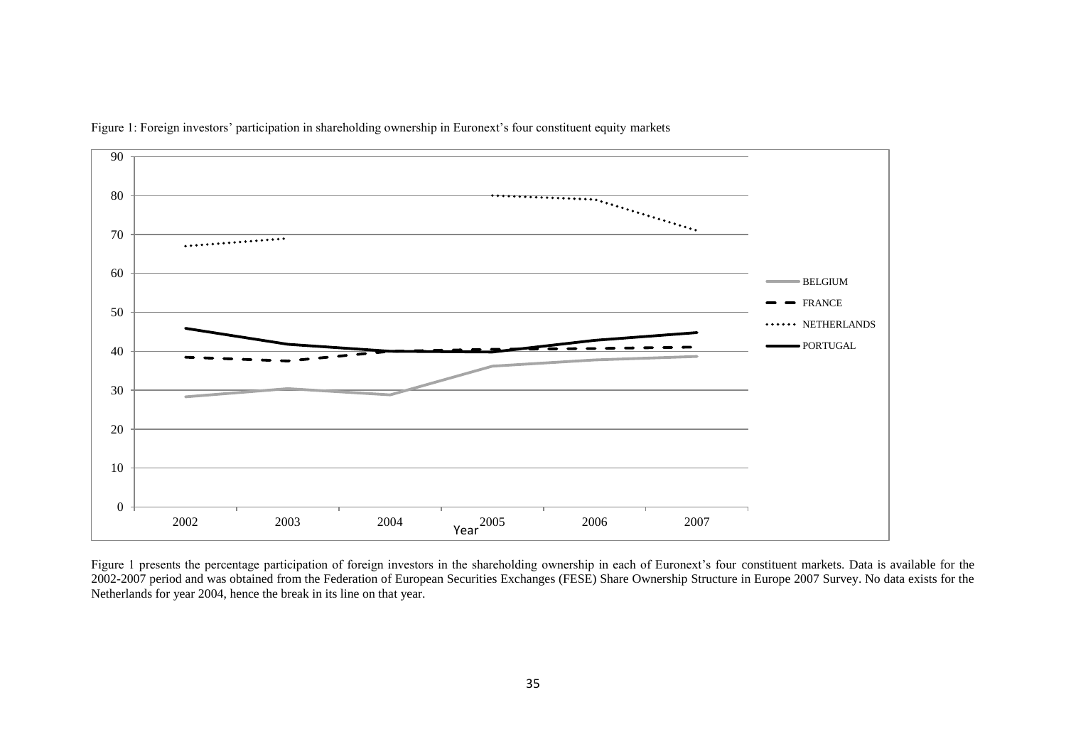Figure 1: Foreign investors' participation in shareholding ownership in Euronext's four constituent equity markets

90
80
70
60
50
40
30
20
10
0

2002
2003
2004
2005
2006
2007

Year

BELGIUM
FRANCE
NETHERLANDS
PORTUGAL

Figure 1 presents the percentage participation of foreign investors in the shareholding ownership in each of Euronext's four constituent markets. Data is available for the 2002-2007 period and was obtained from the Federation of European Securities Exchanges (FESE) Share Ownership Structure in Europe 2007 Survey. No data exists for the Netherlands for year 2004, hence the break in its line on that year.